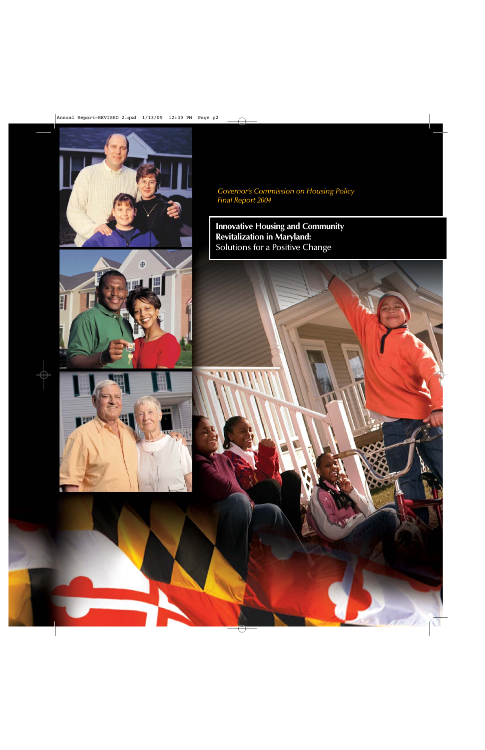*Governor's Commission on Housing Policy*
*Final Report 2004*

# Innovative Housing and Community Revitalization in Maryland:

Solutions for a Positive Change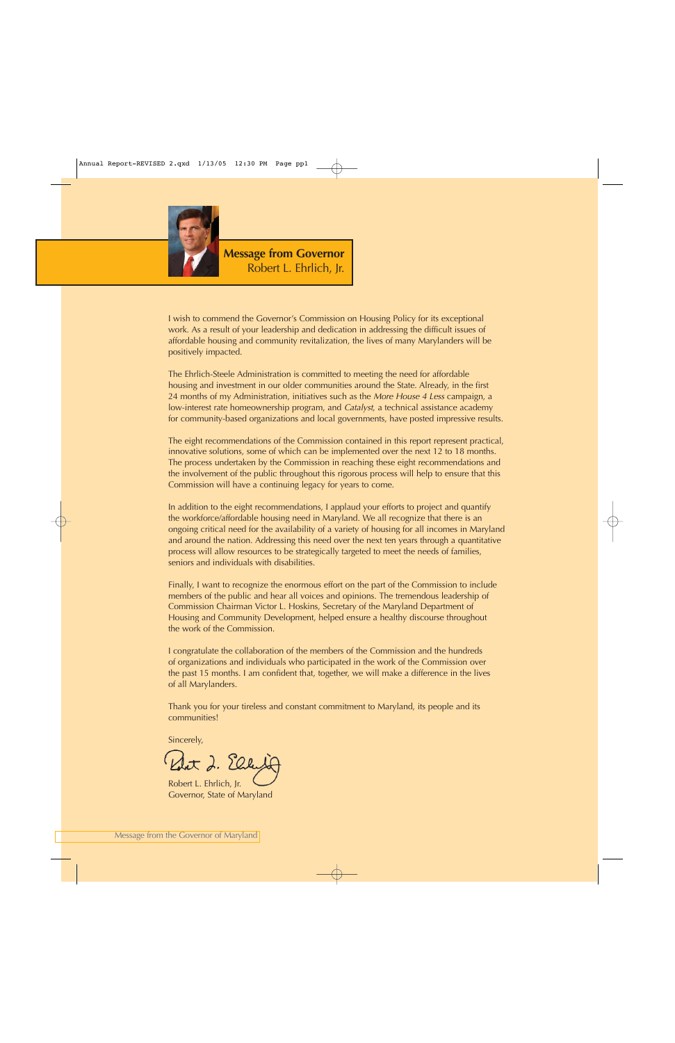# Message from Governor Robert L. Ehrlich, Jr.

I wish to commend the Governor's Commission on Housing Policy for its exceptional work. As a result of your leadership and dedication in addressing the difficult issues of affordable housing and community revitalization, the lives of many Marylanders will be positively impacted.

The Ehrlich-Steele Administration is committed to meeting the need for affordable housing and investment in our older communities around the State. Already, in the first 24 months of my Administration, initiatives such as the *More House 4 Less* campaign, a low-interest rate homeownership program, and *Catalyst*, a technical assistance academy for community-based organizations and local governments, have posted impressive results.

The eight recommendations of the Commission contained in this report represent practical, innovative solutions, some of which can be implemented over the next 12 to 18 months. The process undertaken by the Commission in reaching these eight recommendations and the involvement of the public throughout this rigorous process will help to ensure that this Commission will have a continuing legacy for years to come.

In addition to the eight recommendations, I applaud your efforts to project and quantify the workforce/affordable housing need in Maryland. We all recognize that there is an ongoing critical need for the availability of a variety of housing for all incomes in Maryland and around the nation. Addressing this need over the next ten years through a quantitative process will allow resources to be strategically targeted to meet the needs of families, seniors and individuals with disabilities.

Finally, I want to recognize the enormous effort on the part of the Commission to include members of the public and hear all voices and opinions. The tremendous leadership of Commission Chairman Victor L. Hoskins, Secretary of the Maryland Department of Housing and Community Development, helped ensure a healthy discourse throughout the work of the Commission.

I congratulate the collaboration of the members of the Commission and the hundreds of organizations and individuals who participated in the work of the Commission over the past 15 months. I am confident that, together, we will make a difference in the lives of all Marylanders.

Thank you for your tireless and constant commitment to Maryland, its people and its communities!

Sincerely,

Robert L. Ehrlich, Jr.
Governor, State of Maryland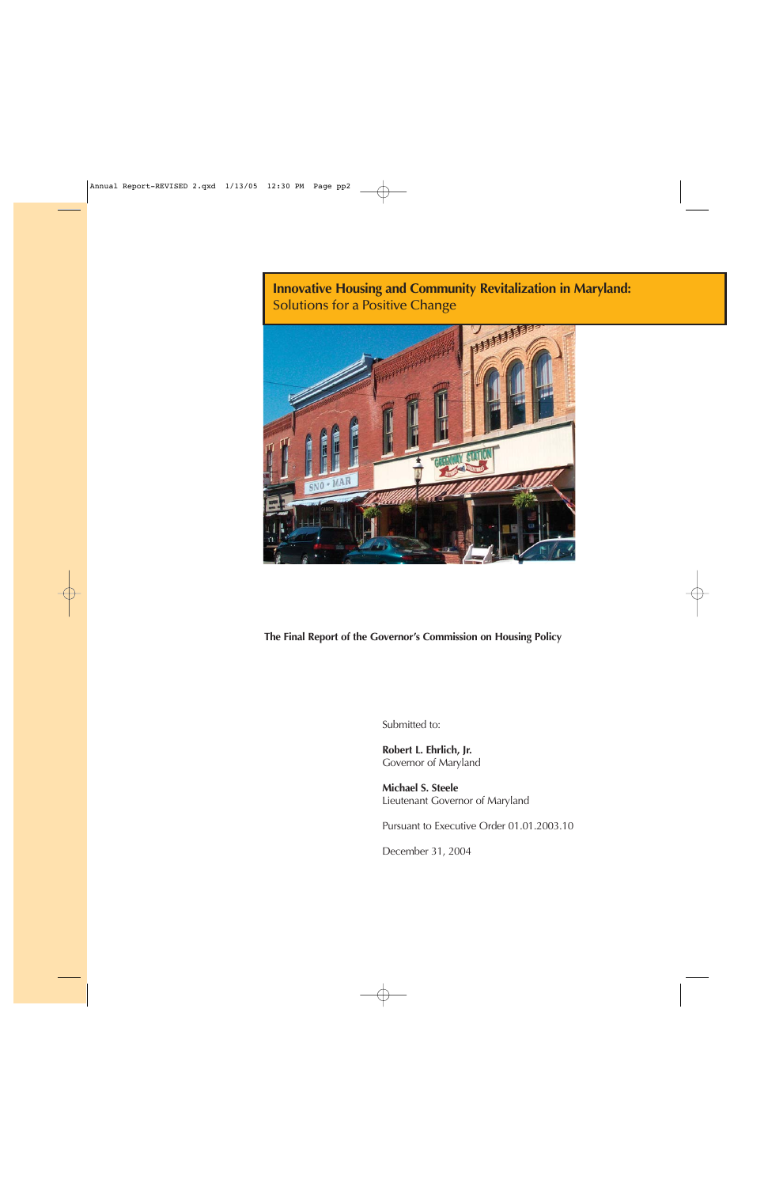# Innovative Housing and Community Revitalization in Maryland:
## Solutions for a Positive Change

**The Final Report of the Governor's Commission on Housing Policy**

Submitted to:

**Robert L. Ehrlich, Jr.**
Governor of Maryland

**Michael S. Steele**
Lieutenant Governor of Maryland

Pursuant to Executive Order 01.01.2003.10

December 31, 2004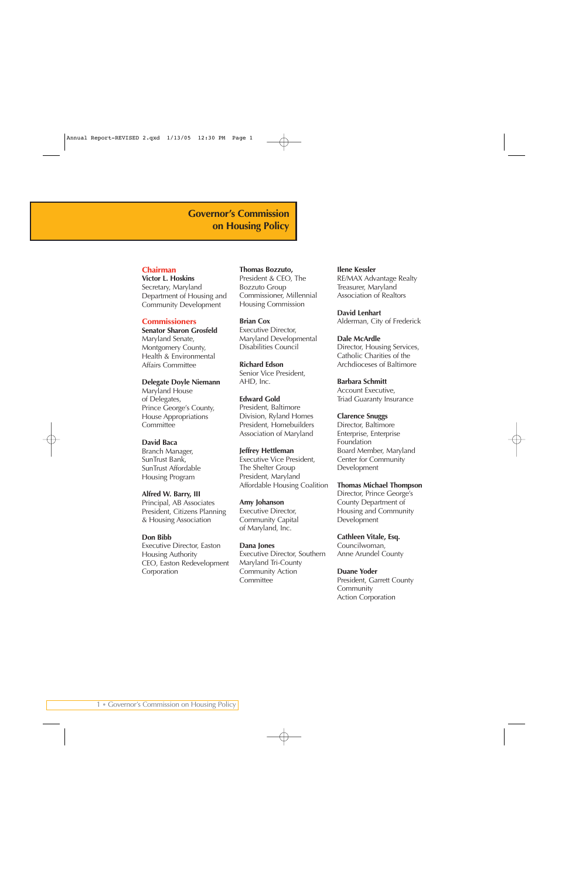# Governor's Commission on Housing Policy

## Chairman

**Victor L. Hoskins**
Secretary, Maryland Department of Housing and Community Development

## Commissioners

**Senator Sharon Grosfeld**
Maryland Senate, Montgomery County, Health & Environmental Affairs Committee

**Delegate Doyle Niemann**
Maryland House of Delegates, Prince George's County, House Appropriations Committee

**David Baca**
Branch Manager, SunTrust Bank, SunTrust Affordable Housing Program

**Alfred W. Barry, III**
Principal, AB Associates
President, Citizens Planning & Housing Association

**Don Bibb**
Executive Director, Easton Housing Authority
CEO, Easton Redevelopment Corporation

**Thomas Bozzuto,**
President & CEO, The Bozzuto Group
Commissioner, Millennial Housing Commission

**Brian Cox**
Executive Director, Maryland Developmental Disabilities Council

**Richard Edson**
Senior Vice President, AHD, Inc.

**Edward Gold**
President, Baltimore Division, Ryland Homes
President, Homebuilders Association of Maryland

**Jeffrey Hettleman**
Executive Vice President, The Shelter Group
President, Maryland Affordable Housing Coalition

**Amy Johanson**
Executive Director, Community Capital of Maryland, Inc.

**Dana Jones**
Executive Director, Southern Maryland Tri-County Community Action Committee

**Ilene Kessler**
RE/MAX Advantage Realty
Treasurer, Maryland Association of Realtors

**David Lenhart**
Alderman, City of Frederick

**Dale McArdle**
Director, Housing Services, Catholic Charities of the Archdioceses of Baltimore

**Barbara Schmitt**
Account Executive, Triad Guaranty Insurance

**Clarence Snuggs**
Director, Baltimore Enterprise, Enterprise Foundation
Board Member, Maryland Center for Community Development

**Thomas Michael Thompson**
Director, Prince George's County Department of Housing and Community Development

**Cathleen Vitale, Esq.**
Councilwoman, Anne Arundel County

**Duane Yoder**
President, Garrett County Community Action Corporation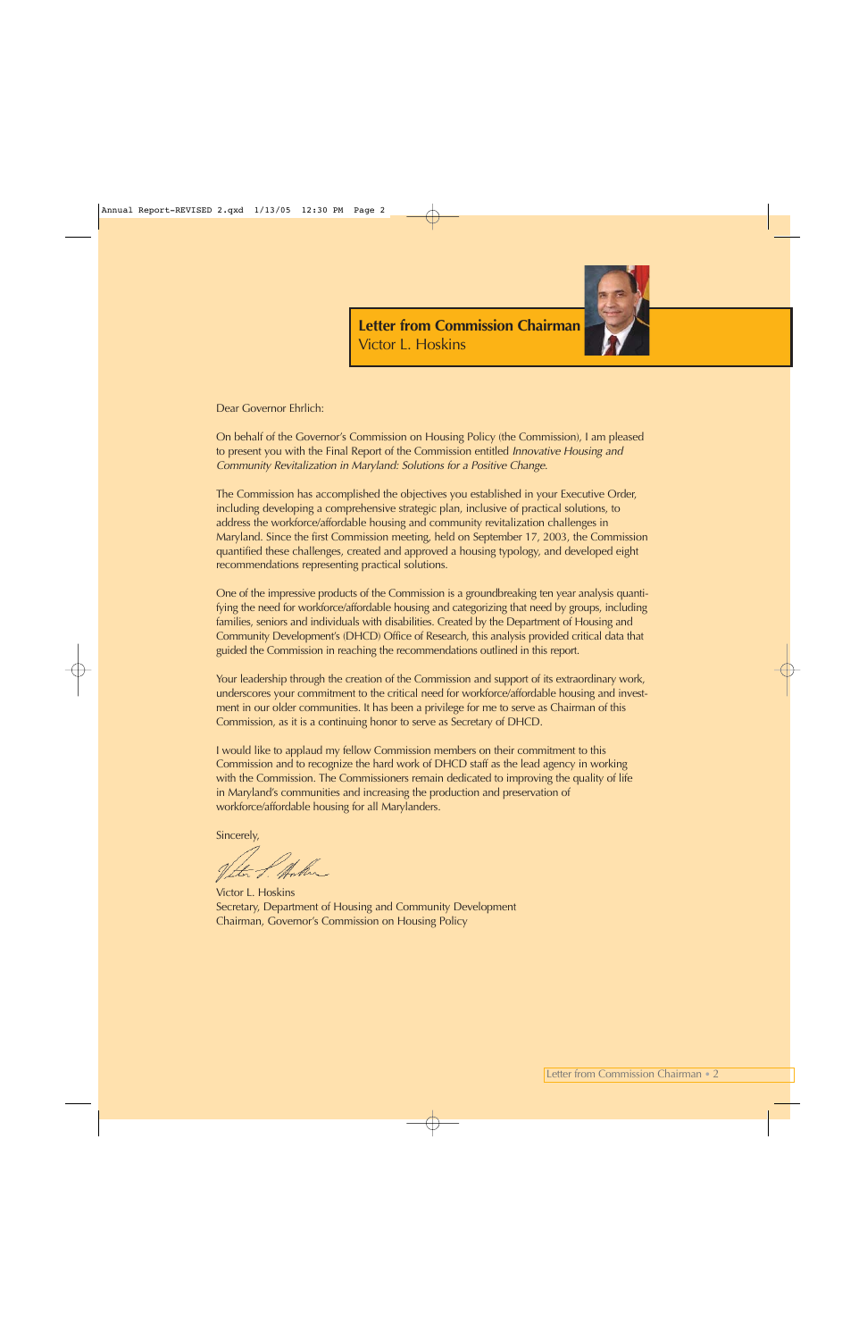## Letter from Commission Chairman
Victor L. Hoskins

Dear Governor Ehrlich:

On behalf of the Governor's Commission on Housing Policy (the Commission), I am pleased to present you with the Final Report of the Commission entitled *Innovative Housing and Community Revitalization in Maryland: Solutions for a Positive Change*.

The Commission has accomplished the objectives you established in your Executive Order, including developing a comprehensive strategic plan, inclusive of practical solutions, to address the workforce/affordable housing and community revitalization challenges in Maryland. Since the first Commission meeting, held on September 17, 2003, the Commission quantified these challenges, created and approved a housing typology, and developed eight recommendations representing practical solutions.

One of the impressive products of the Commission is a groundbreaking ten year analysis quantifying the need for workforce/affordable housing and categorizing that need by groups, including families, seniors and individuals with disabilities. Created by the Department of Housing and Community Development's (DHCD) Office of Research, this analysis provided critical data that guided the Commission in reaching the recommendations outlined in this report.

Your leadership through the creation of the Commission and support of its extraordinary work, underscores your commitment to the critical need for workforce/affordable housing and investment in our older communities. It has been a privilege for me to serve as Chairman of this Commission, as it is a continuing honor to serve as Secretary of DHCD.

I would like to applaud my fellow Commission members on their commitment to this Commission and to recognize the hard work of DHCD staff as the lead agency in working with the Commission. The Commissioners remain dedicated to improving the quality of life in Maryland's communities and increasing the production and preservation of workforce/affordable housing for all Marylanders.

Sincerely,

Victor L. Hoskins
Secretary, Department of Housing and Community Development
Chairman, Governor's Commission on Housing Policy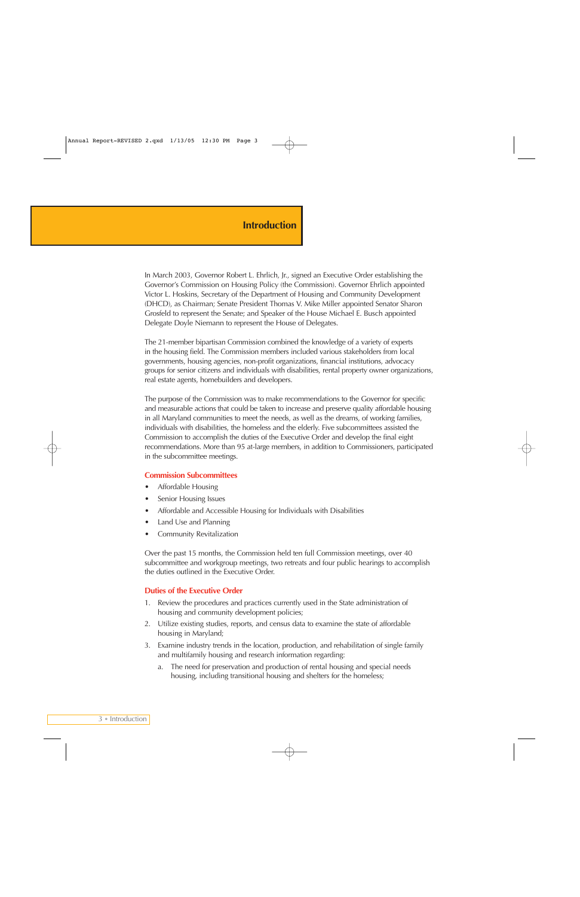# Introduction

In March 2003, Governor Robert L. Ehrlich, Jr., signed an Executive Order establishing the Governor's Commission on Housing Policy (the Commission). Governor Ehrlich appointed Victor L. Hoskins, Secretary of the Department of Housing and Community Development (DHCD), as Chairman; Senate President Thomas V. Mike Miller appointed Senator Sharon Grosfeld to represent the Senate; and Speaker of the House Michael E. Busch appointed Delegate Doyle Niemann to represent the House of Delegates.

The 21-member bipartisan Commission combined the knowledge of a variety of experts in the housing field. The Commission members included various stakeholders from local governments, housing agencies, non-profit organizations, financial institutions, advocacy groups for senior citizens and individuals with disabilities, rental property owner organizations, real estate agents, homebuilders and developers.

The purpose of the Commission was to make recommendations to the Governor for specific and measurable actions that could be taken to increase and preserve quality affordable housing in all Maryland communities to meet the needs, as well as the dreams, of working families, individuals with disabilities, the homeless and the elderly. Five subcommittees assisted the Commission to accomplish the duties of the Executive Order and develop the final eight recommendations. More than 95 at-large members, in addition to Commissioners, participated in the subcommittee meetings.

## Commission Subcommittees

- Affordable Housing
- Senior Housing Issues
- Affordable and Accessible Housing for Individuals with Disabilities
- Land Use and Planning
- Community Revitalization

Over the past 15 months, the Commission held ten full Commission meetings, over 40 subcommittee and workgroup meetings, two retreats and four public hearings to accomplish the duties outlined in the Executive Order.

## Duties of the Executive Order

1. Review the procedures and practices currently used in the State administration of housing and community development policies;
2. Utilize existing studies, reports, and census data to examine the state of affordable housing in Maryland;
3. Examine industry trends in the location, production, and rehabilitation of single family and multifamily housing and research information regarding:
   a. The need for preservation and production of rental housing and special needs housing, including transitional housing and shelters for the homeless;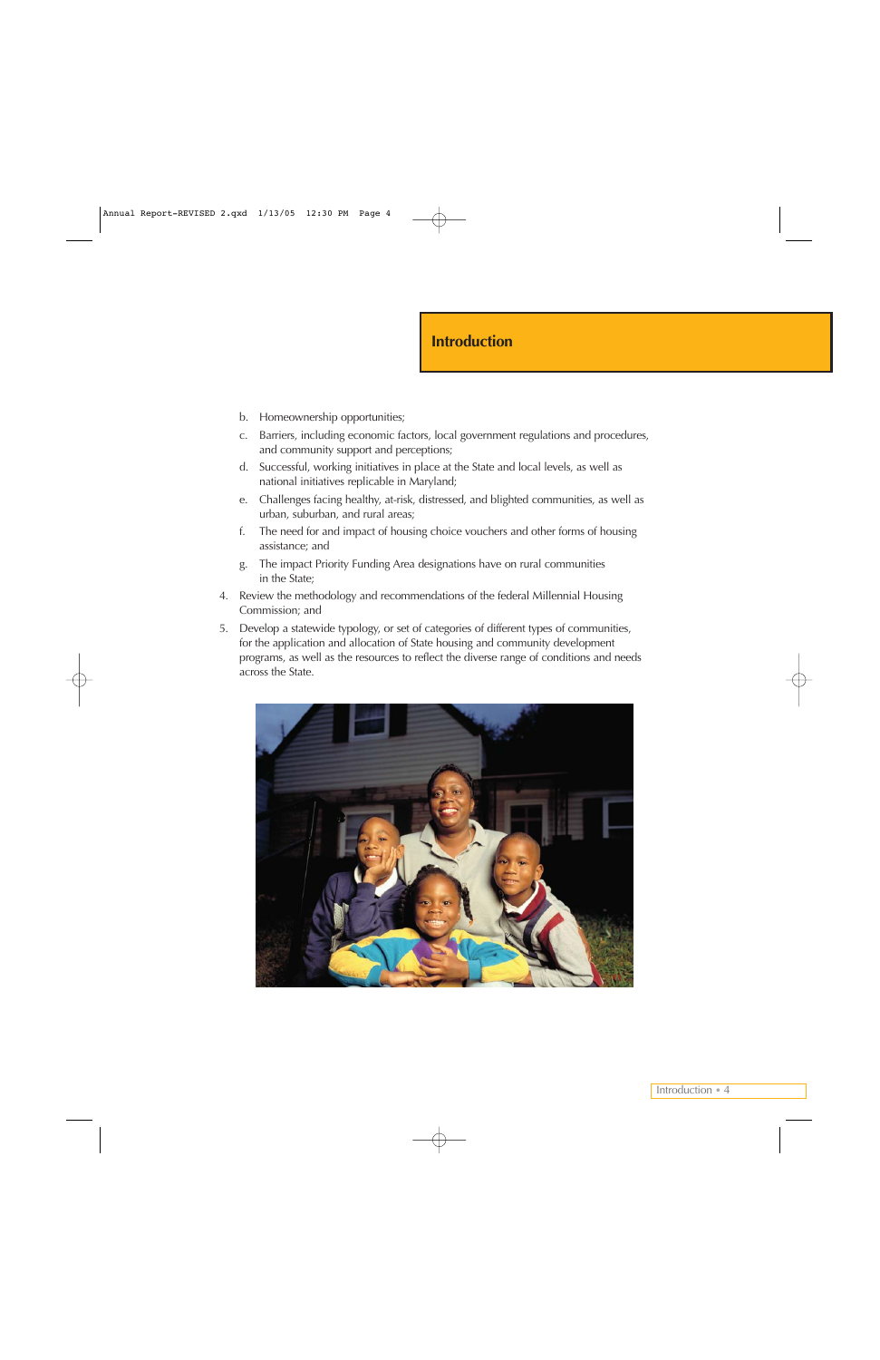## Introduction

   b. Homeownership opportunities;

   c. Barriers, including economic factors, local government regulations and procedures, and community support and perceptions;

   d. Successful, working initiatives in place at the State and local levels, as well as national initiatives replicable in Maryland;

   e. Challenges facing healthy, at-risk, distressed, and blighted communities, as well as urban, suburban, and rural areas;

   f. The need for and impact of housing choice vouchers and other forms of housing assistance; and

   g. The impact Priority Funding Area designations have on rural communities in the State;

4. Review the methodology and recommendations of the federal Millennial Housing Commission; and

5. Develop a statewide typology, or set of categories of different types of communities, for the application and allocation of State housing and community development programs, as well as the resources to reflect the diverse range of conditions and needs across the State.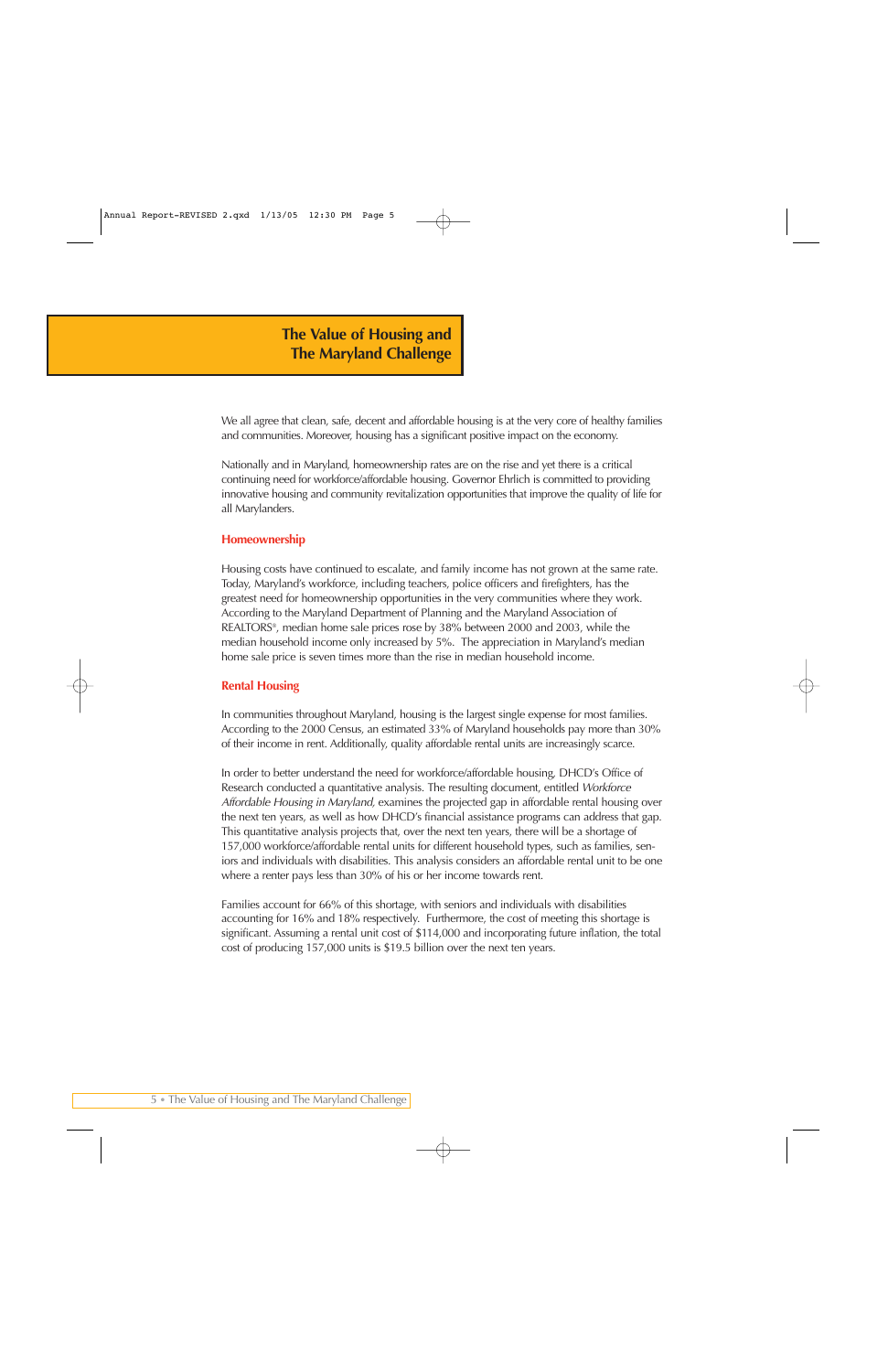# The Value of Housing and The Maryland Challenge

We all agree that clean, safe, decent and affordable housing is at the very core of healthy families and communities. Moreover, housing has a significant positive impact on the economy.

Nationally and in Maryland, homeownership rates are on the rise and yet there is a critical continuing need for workforce/affordable housing. Governor Ehrlich is committed to providing innovative housing and community revitalization opportunities that improve the quality of life for all Marylanders.

## Homeownership

Housing costs have continued to escalate, and family income has not grown at the same rate. Today, Maryland's workforce, including teachers, police officers and firefighters, has the greatest need for homeownership opportunities in the very communities where they work. According to the Maryland Department of Planning and the Maryland Association of REALTORS®, median home sale prices rose by 38% between 2000 and 2003, while the median household income only increased by 5%. The appreciation in Maryland's median home sale price is seven times more than the rise in median household income.

## Rental Housing

In communities throughout Maryland, housing is the largest single expense for most families. According to the 2000 Census, an estimated 33% of Maryland households pay more than 30% of their income in rent. Additionally, quality affordable rental units are increasingly scarce.

In order to better understand the need for workforce/affordable housing, DHCD's Office of Research conducted a quantitative analysis. The resulting document, entitled *Workforce Affordable Housing in Maryland,* examines the projected gap in affordable rental housing over the next ten years, as well as how DHCD's financial assistance programs can address that gap. This quantitative analysis projects that, over the next ten years, there will be a shortage of 157,000 workforce/affordable rental units for different household types, such as families, seniors and individuals with disabilities. This analysis considers an affordable rental unit to be one where a renter pays less than 30% of his or her income towards rent.

Families account for 66% of this shortage, with seniors and individuals with disabilities accounting for 16% and 18% respectively. Furthermore, the cost of meeting this shortage is significant. Assuming a rental unit cost of $114,000 and incorporating future inflation, the total cost of producing 157,000 units is $19.5 billion over the next ten years.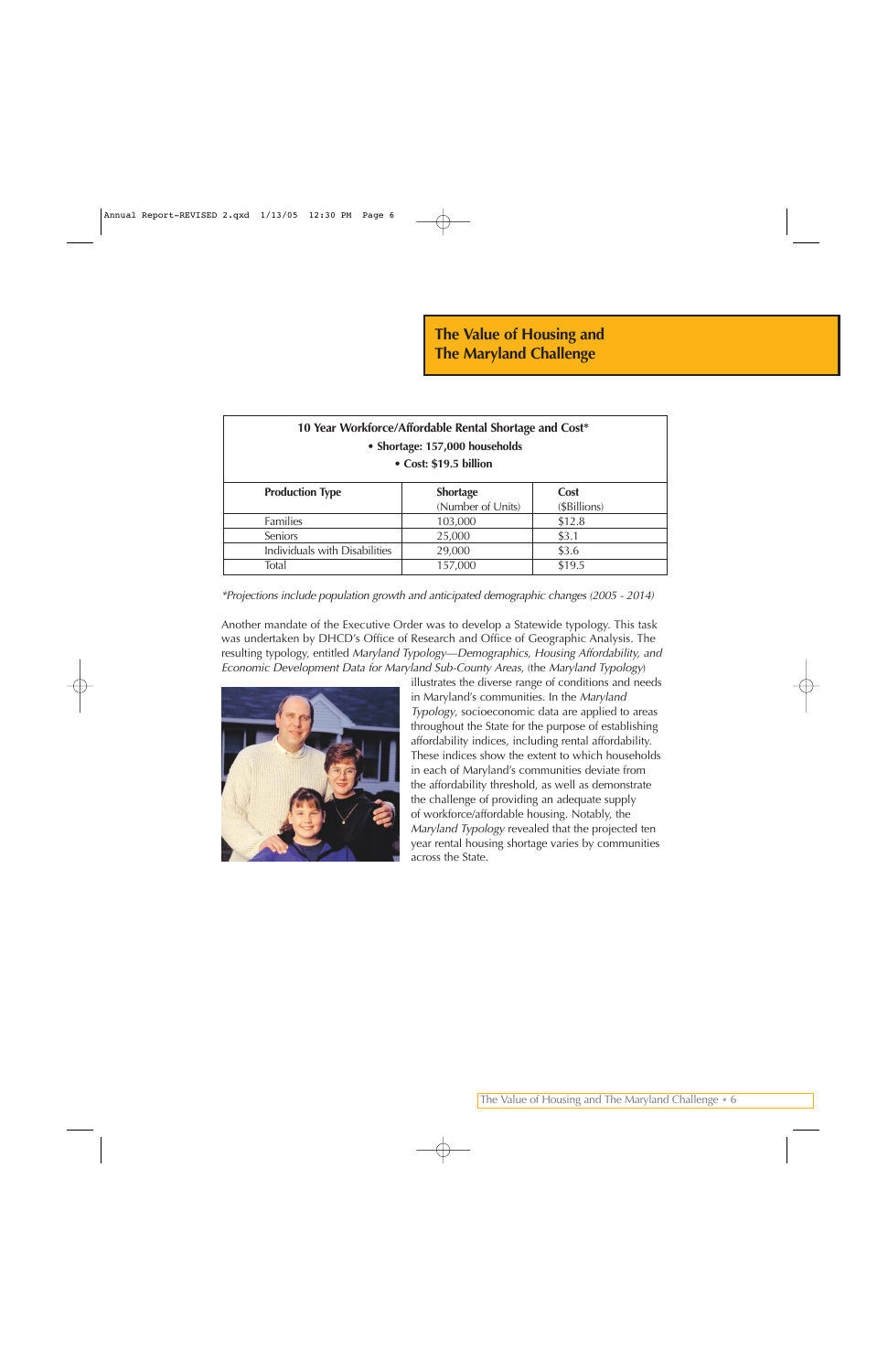## The Value of Housing and The Maryland Challenge

**10 Year Workforce/Affordable Rental Shortage and Cost***

- **Shortage: 157,000 households**
- **Cost: $19.5 billion**

| Production Type | Shortage (Number of Units) | Cost ($Billions) |
|---|---|---|
| Families | 103,000 | $12.8 |
| Seniors | 25,000 | $3.1 |
| Individuals with Disabilities | 29,000 | $3.6 |
| Total | 157,000 | $19.5 |

*\*Projections include population growth and anticipated demographic changes (2005 - 2014)*

Another mandate of the Executive Order was to develop a Statewide typology. This task was undertaken by DHCD's Office of Research and Office of Geographic Analysis. The resulting typology, entitled *Maryland Typology—Demographics, Housing Affordability, and Economic Development Data for Maryland Sub-County Areas,* (the *Maryland Typology*) illustrates the diverse range of conditions and needs in Maryland's communities. In the *Maryland Typology,* socioeconomic data are applied to areas throughout the State for the purpose of establishing affordability indices, including rental affordability. These indices show the extent to which households in each of Maryland's communities deviate from the affordability threshold, as well as demonstrate the challenge of providing an adequate supply of workforce/affordable housing. Notably, the *Maryland Typology* revealed that the projected ten year rental housing shortage varies by communities across the State.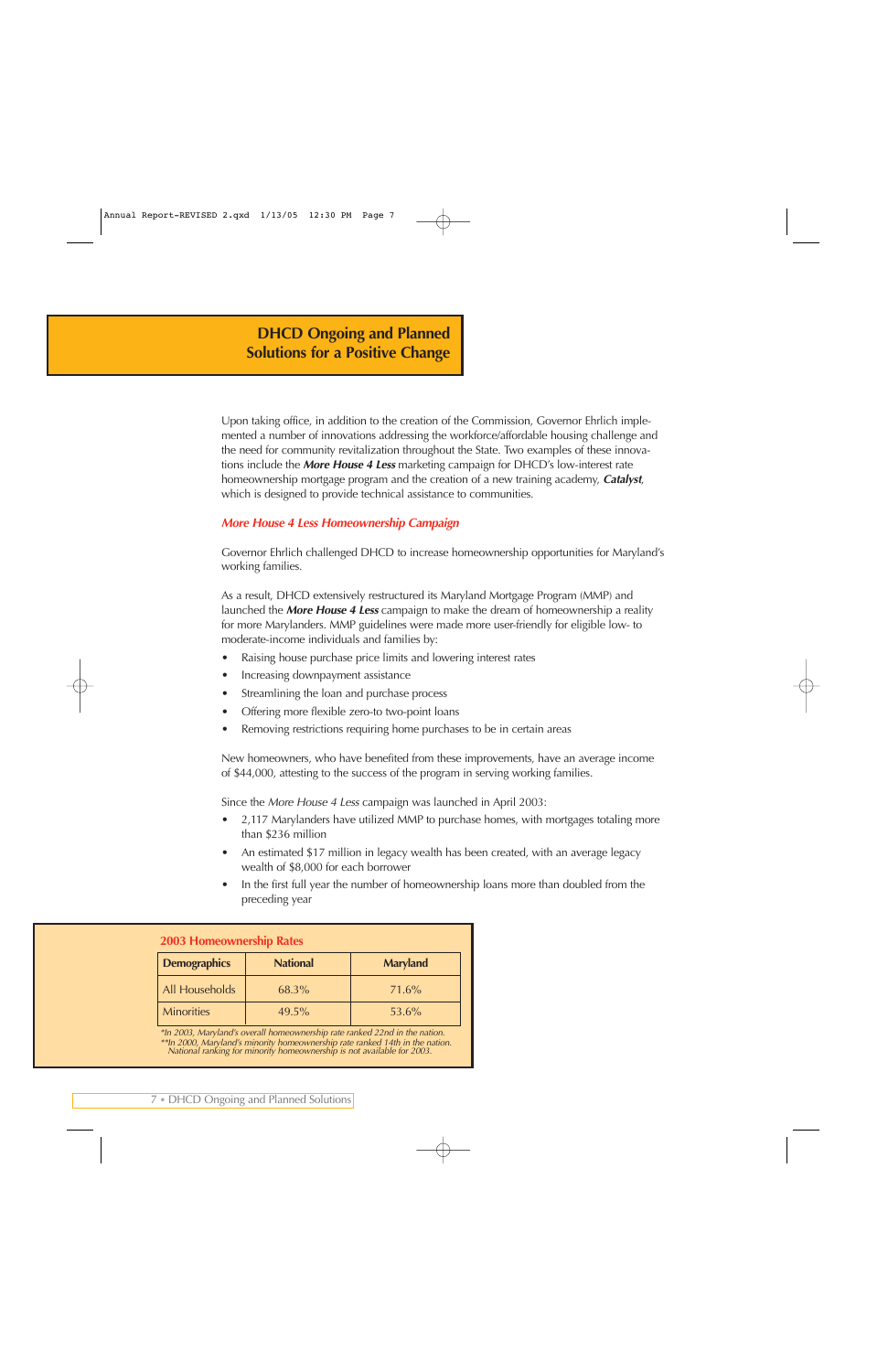# DHCD Ongoing and Planned Solutions for a Positive Change

Upon taking office, in addition to the creation of the Commission, Governor Ehrlich implemented a number of innovations addressing the workforce/affordable housing challenge and the need for community revitalization throughout the State. Two examples of these innovations include the ***More House 4 Less*** marketing campaign for DHCD's low-interest rate homeownership mortgage program and the creation of a new training academy, ***Catalyst***, which is designed to provide technical assistance to communities.

## *More House 4 Less Homeownership Campaign*

Governor Ehrlich challenged DHCD to increase homeownership opportunities for Maryland's working families.

As a result, DHCD extensively restructured its Maryland Mortgage Program (MMP) and launched the ***More House 4 Less*** campaign to make the dream of homeownership a reality for more Marylanders. MMP guidelines were made more user-friendly for eligible low- to moderate-income individuals and families by:

- Raising house purchase price limits and lowering interest rates
- Increasing downpayment assistance
- Streamlining the loan and purchase process
- Offering more flexible zero-to two-point loans
- Removing restrictions requiring home purchases to be in certain areas

New homeowners, who have benefited from these improvements, have an average income of $44,000, attesting to the success of the program in serving working families.

Since the *More House 4 Less* campaign was launched in April 2003:

- 2,117 Marylanders have utilized MMP to purchase homes, with mortgages totaling more than $236 million
- An estimated $17 million in legacy wealth has been created, with an average legacy wealth of $8,000 for each borrower
- In the first full year the number of homeownership loans more than doubled from the preceding year

**2003 Homeownership Rates**

| Demographics | National | Maryland |
|---|---|---|
| All Households | 68.3% | 71.6% |
| Minorities | 49.5% | 53.6% |

*\*In 2003, Maryland's overall homeownership rate ranked 22nd in the nation.*
*\*\*In 2000, Maryland's minority homeownership rate ranked 14th in the nation. National ranking for minority homeownership is not available for 2003.*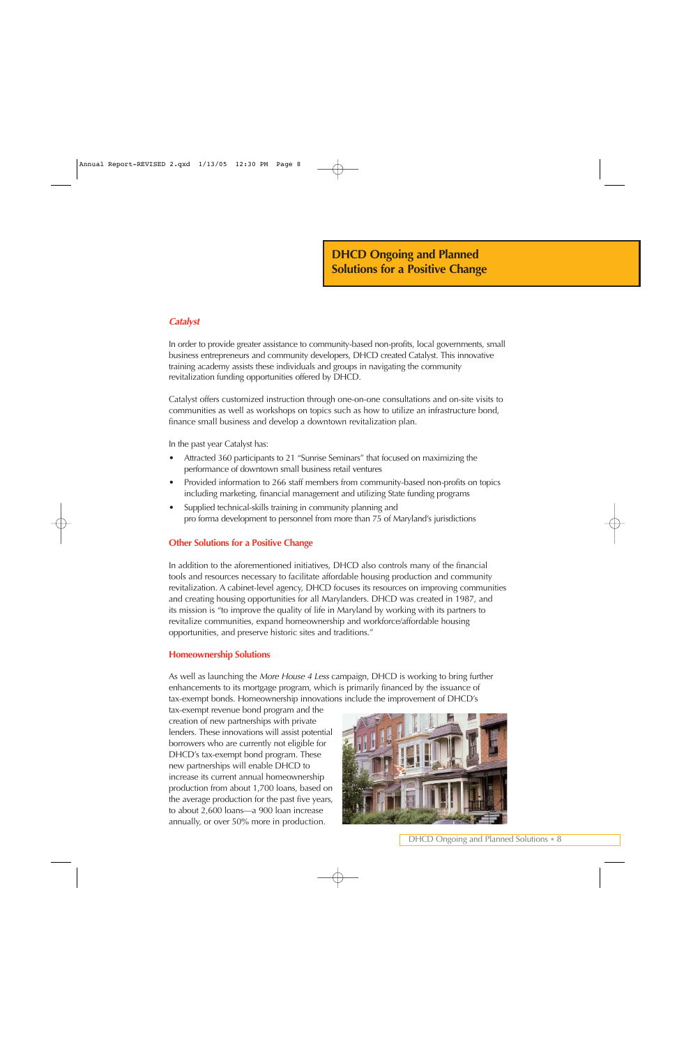# DHCD Ongoing and Planned Solutions for a Positive Change

### *Catalyst*

In order to provide greater assistance to community-based non-profits, local governments, small business entrepreneurs and community developers, DHCD created Catalyst. This innovative training academy assists these individuals and groups in navigating the community revitalization funding opportunities offered by DHCD.

Catalyst offers customized instruction through one-on-one consultations and on-site visits to communities as well as workshops on topics such as how to utilize an infrastructure bond, finance small business and develop a downtown revitalization plan.

In the past year Catalyst has:

- Attracted 360 participants to 21 "Sunrise Seminars" that focused on maximizing the performance of downtown small business retail ventures
- Provided information to 266 staff members from community-based non-profits on topics including marketing, financial management and utilizing State funding programs
- Supplied technical-skills training in community planning and pro forma development to personnel from more than 75 of Maryland's jurisdictions

## Other Solutions for a Positive Change

In addition to the aforementioned initiatives, DHCD also controls many of the financial tools and resources necessary to facilitate affordable housing production and community revitalization. A cabinet-level agency, DHCD focuses its resources on improving communities and creating housing opportunities for all Marylanders. DHCD was created in 1987, and its mission is "to improve the quality of life in Maryland by working with its partners to revitalize communities, expand homeownership and workforce/affordable housing opportunities, and preserve historic sites and traditions."

## Homeownership Solutions

As well as launching the *More House 4 Less* campaign, DHCD is working to bring further enhancements to its mortgage program, which is primarily financed by the issuance of tax-exempt bonds. Homeownership innovations include the improvement of DHCD's tax-exempt revenue bond program and the creation of new partnerships with private lenders. These innovations will assist potential borrowers who are currently not eligible for DHCD's tax-exempt bond program. These new partnerships will enable DHCD to increase its current annual homeownership production from about 1,700 loans, based on the average production for the past five years, to about 2,600 loans—a 900 loan increase annually, or over 50% more in production.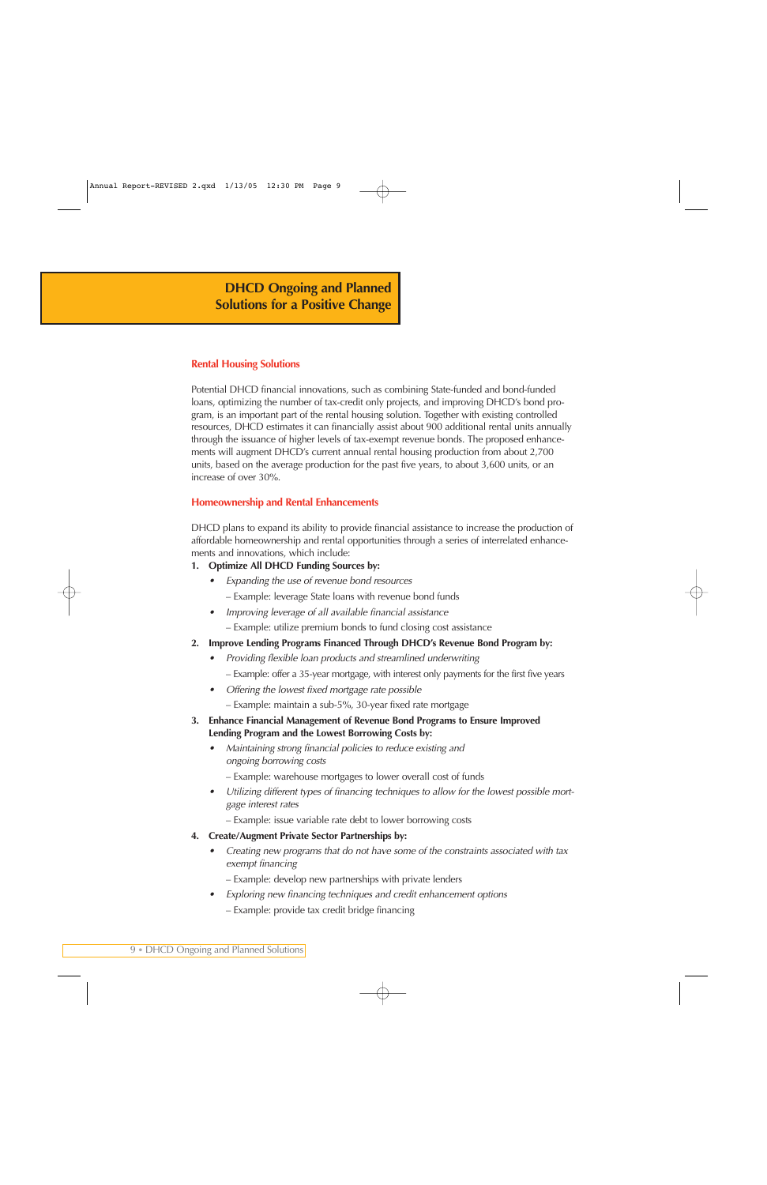# DHCD Ongoing and Planned Solutions for a Positive Change

## Rental Housing Solutions

Potential DHCD financial innovations, such as combining State-funded and bond-funded loans, optimizing the number of tax-credit only projects, and improving DHCD's bond program, is an important part of the rental housing solution. Together with existing controlled resources, DHCD estimates it can financially assist about 900 additional rental units annually through the issuance of higher levels of tax-exempt revenue bonds. The proposed enhancements will augment DHCD's current annual rental housing production from about 2,700 units, based on the average production for the past five years, to about 3,600 units, or an increase of over 30%.

## Homeownership and Rental Enhancements

DHCD plans to expand its ability to provide financial assistance to increase the production of affordable homeownership and rental opportunities through a series of interrelated enhancements and innovations, which include:

1. **Optimize All DHCD Funding Sources by:**
   - *Expanding the use of revenue bond resources*
     – Example: leverage State loans with revenue bond funds
   - *Improving leverage of all available financial assistance*
     – Example: utilize premium bonds to fund closing cost assistance
2. **Improve Lending Programs Financed Through DHCD's Revenue Bond Program by:**
   - *Providing flexible loan products and streamlined underwriting*
     – Example: offer a 35-year mortgage, with interest only payments for the first five years
   - *Offering the lowest fixed mortgage rate possible*
     – Example: maintain a sub-5%, 30-year fixed rate mortgage
3. **Enhance Financial Management of Revenue Bond Programs to Ensure Improved Lending Program and the Lowest Borrowing Costs by:**
   - *Maintaining strong financial policies to reduce existing and ongoing borrowing costs*
     – Example: warehouse mortgages to lower overall cost of funds
   - *Utilizing different types of financing techniques to allow for the lowest possible mortgage interest rates*
     – Example: issue variable rate debt to lower borrowing costs
4. **Create/Augment Private Sector Partnerships by:**
   - *Creating new programs that do not have some of the constraints associated with tax exempt financing*
     – Example: develop new partnerships with private lenders
   - *Exploring new financing techniques and credit enhancement options*
     – Example: provide tax credit bridge financing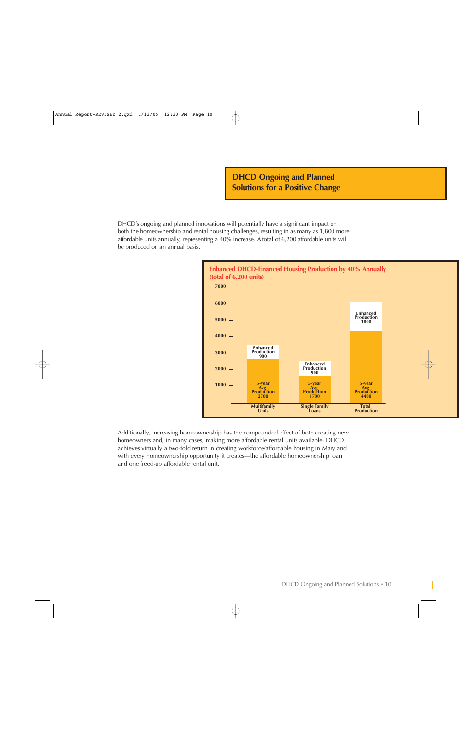## DHCD Ongoing and Planned Solutions for a Positive Change

DHCD's ongoing and planned innovations will potentially have a significant impact on both the homeownership and rental housing challenges, resulting in as many as 1,800 more affordable units annually, representing a 40% increase. A total of 6,200 affordable units will be produced on an annual basis.

**Enhanced DHCD-Financed Housing Production by 40% Annually (total of 6,200 units)**

| | Multifamily Units | Single Family Loans | Total Production |
|---|---|---|---|
| 5-year Avg Production | 2700 | 1700 | 4400 |
| Enhanced Production | 900 | 900 | 1800 |

Additionally, increasing homeownership has the compounded effect of both creating new homeowners and, in many cases, making more affordable rental units available. DHCD achieves virtually a two-fold return in creating workforce/affordable housing in Maryland with every homeownership opportunity it creates—the affordable homeownership loan and one freed-up affordable rental unit.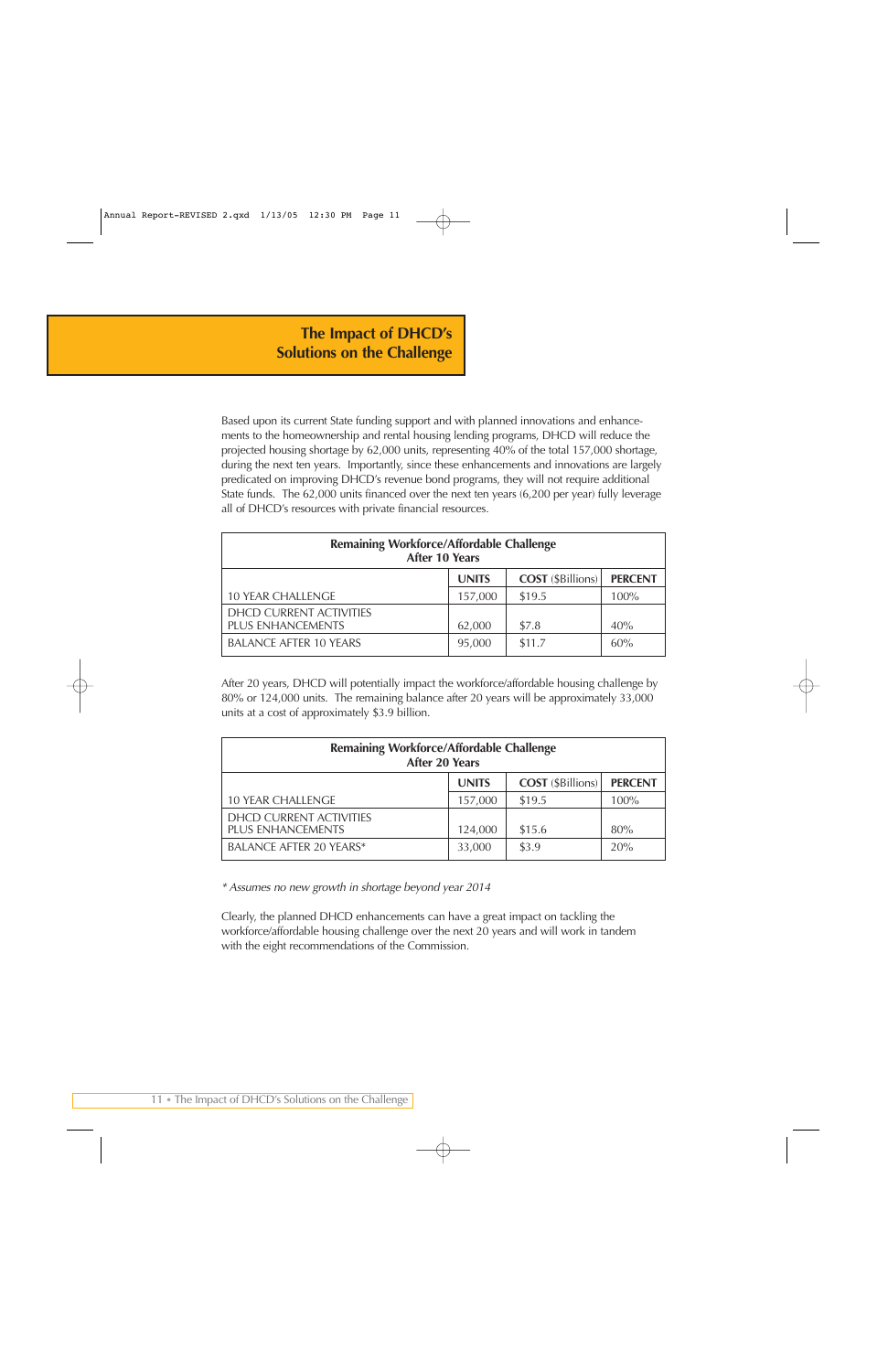# The Impact of DHCD's Solutions on the Challenge

Based upon its current State funding support and with planned innovations and enhancements to the homeownership and rental housing lending programs, DHCD will reduce the projected housing shortage by 62,000 units, representing 40% of the total 157,000 shortage, during the next ten years. Importantly, since these enhancements and innovations are largely predicated on improving DHCD's revenue bond programs, they will not require additional State funds. The 62,000 units financed over the next ten years (6,200 per year) fully leverage all of DHCD's resources with private financial resources.

| Remaining Workforce/Affordable Challenge After 10 Years | | | |
|---|---|---|---|
| | **UNITS** | **COST** ($Billions) | **PERCENT** |
| 10 YEAR CHALLENGE | 157,000 | $19.5 | 100% |
| DHCD CURRENT ACTIVITIES PLUS ENHANCEMENTS | 62,000 | $7.8 | 40% |
| BALANCE AFTER 10 YEARS | 95,000 | $11.7 | 60% |

After 20 years, DHCD will potentially impact the workforce/affordable housing challenge by 80% or 124,000 units. The remaining balance after 20 years will be approximately 33,000 units at a cost of approximately $3.9 billion.

| Remaining Workforce/Affordable Challenge After 20 Years | | | |
|---|---|---|---|
| | **UNITS** | **COST** ($Billions) | **PERCENT** |
| 10 YEAR CHALLENGE | 157,000 | $19.5 | 100% |
| DHCD CURRENT ACTIVITIES PLUS ENHANCEMENTS | 124,000 | $15.6 | 80% |
| BALANCE AFTER 20 YEARS* | 33,000 | $3.9 | 20% |

*\* Assumes no new growth in shortage beyond year 2014*

Clearly, the planned DHCD enhancements can have a great impact on tackling the workforce/affordable housing challenge over the next 20 years and will work in tandem with the eight recommendations of the Commission.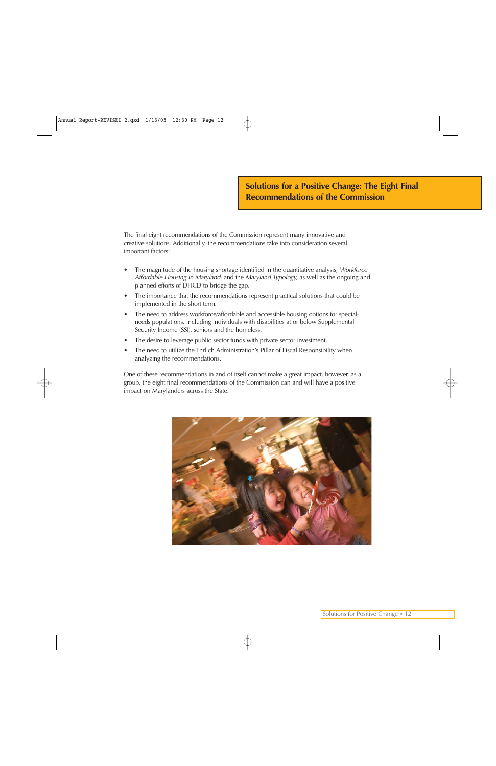## Solutions for a Positive Change: The Eight Final Recommendations of the Commission

The final eight recommendations of the Commission represent many innovative and creative solutions. Additionally, the recommendations take into consideration several important factors:

- The magnitude of the housing shortage identified in the quantitative analysis, *Workforce Affordable Housing in Maryland,* and the *Maryland Typology,* as well as the ongoing and planned efforts of DHCD to bridge the gap.
- The importance that the recommendations represent practical solutions that could be implemented in the short term.
- The need to address workforce/affordable and accessible housing options for special-needs populations, including individuals with disabilities at or below Supplemental Security Income (SSI), seniors and the homeless.
- The desire to leverage public sector funds with private sector investment.
- The need to utilize the Ehrlich Administration's Pillar of Fiscal Responsibility when analyzing the recommendations.

One of these recommendations in and of itself cannot make a great impact, however, as a group, the eight final recommendations of the Commission can and will have a positive impact on Marylanders across the State.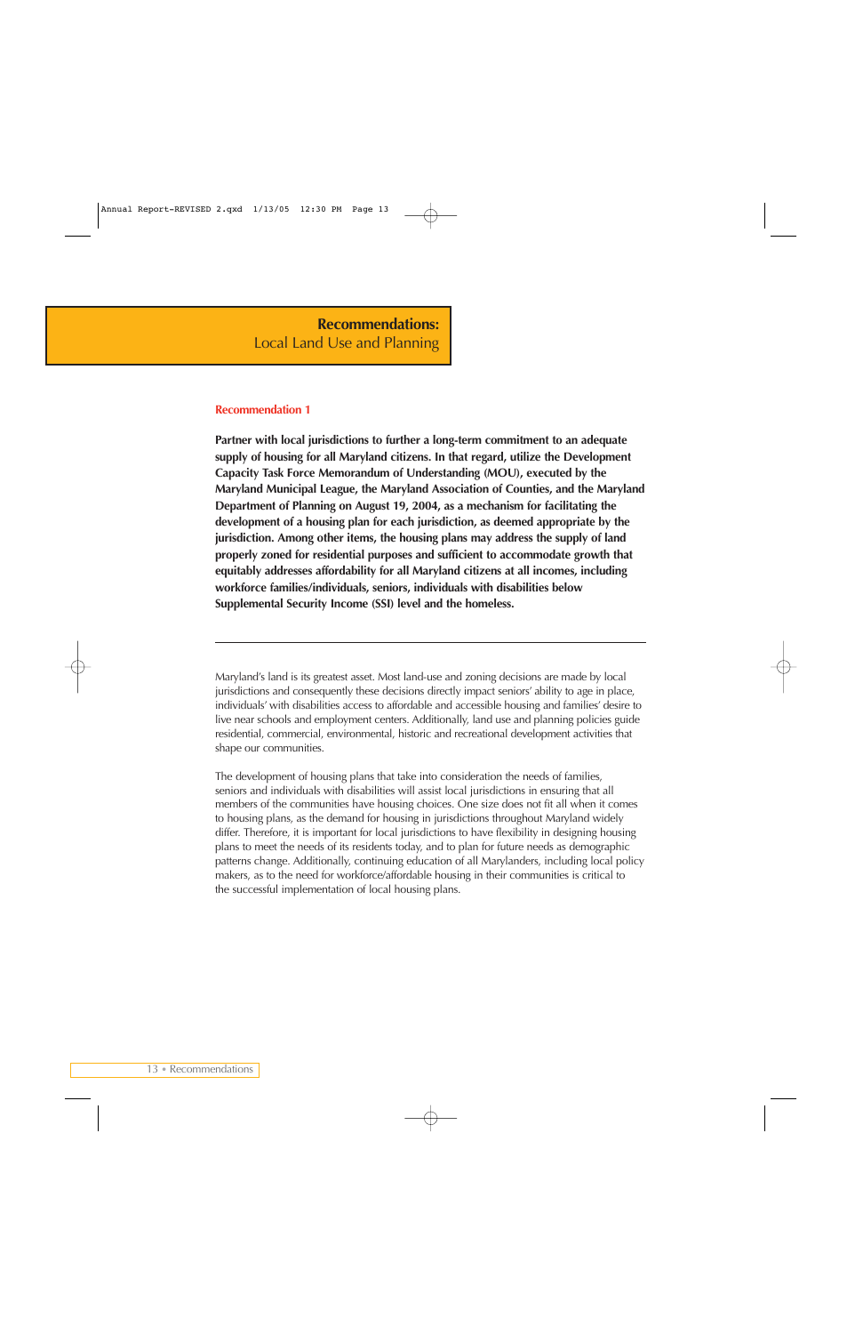## Recommendations: Local Land Use and Planning

### Recommendation 1

**Partner with local jurisdictions to further a long-term commitment to an adequate supply of housing for all Maryland citizens. In that regard, utilize the Development Capacity Task Force Memorandum of Understanding (MOU), executed by the Maryland Municipal League, the Maryland Association of Counties, and the Maryland Department of Planning on August 19, 2004, as a mechanism for facilitating the development of a housing plan for each jurisdiction, as deemed appropriate by the jurisdiction. Among other items, the housing plans may address the supply of land properly zoned for residential purposes and sufficient to accommodate growth that equitably addresses affordability for all Maryland citizens at all incomes, including workforce families/individuals, seniors, individuals with disabilities below Supplemental Security Income (SSI) level and the homeless.**

---

Maryland's land is its greatest asset. Most land-use and zoning decisions are made by local jurisdictions and consequently these decisions directly impact seniors' ability to age in place, individuals' with disabilities access to affordable and accessible housing and families' desire to live near schools and employment centers. Additionally, land use and planning policies guide residential, commercial, environmental, historic and recreational development activities that shape our communities.

The development of housing plans that take into consideration the needs of families, seniors and individuals with disabilities will assist local jurisdictions in ensuring that all members of the communities have housing choices. One size does not fit all when it comes to housing plans, as the demand for housing in jurisdictions throughout Maryland widely differ. Therefore, it is important for local jurisdictions to have flexibility in designing housing plans to meet the needs of its residents today, and to plan for future needs as demographic patterns change. Additionally, continuing education of all Marylanders, including local policy makers, as to the need for workforce/affordable housing in their communities is critical to the successful implementation of local housing plans.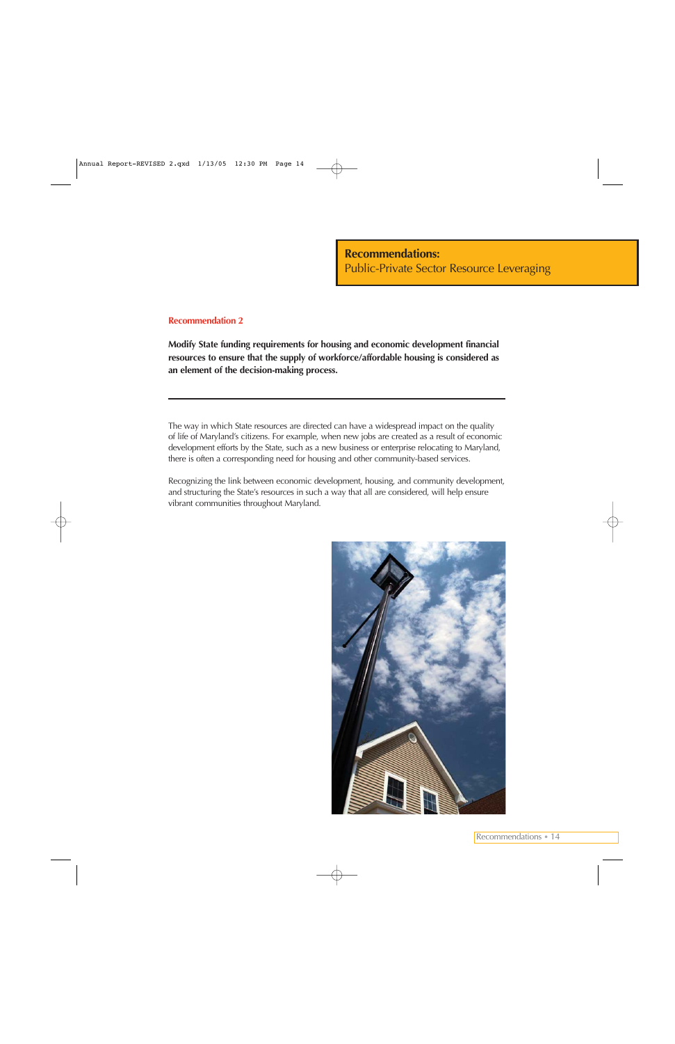**Recommendations:**
Public-Private Sector Resource Leveraging

## Recommendation 2

**Modify State funding requirements for housing and economic development financial resources to ensure that the supply of workforce/affordable housing is considered as an element of the decision-making process.**

---

The way in which State resources are directed can have a widespread impact on the quality of life of Maryland's citizens. For example, when new jobs are created as a result of economic development efforts by the State, such as a new business or enterprise relocating to Maryland, there is often a corresponding need for housing and other community-based services.

Recognizing the link between economic development, housing, and community development, and structuring the State's resources in such a way that all are considered, will help ensure vibrant communities throughout Maryland.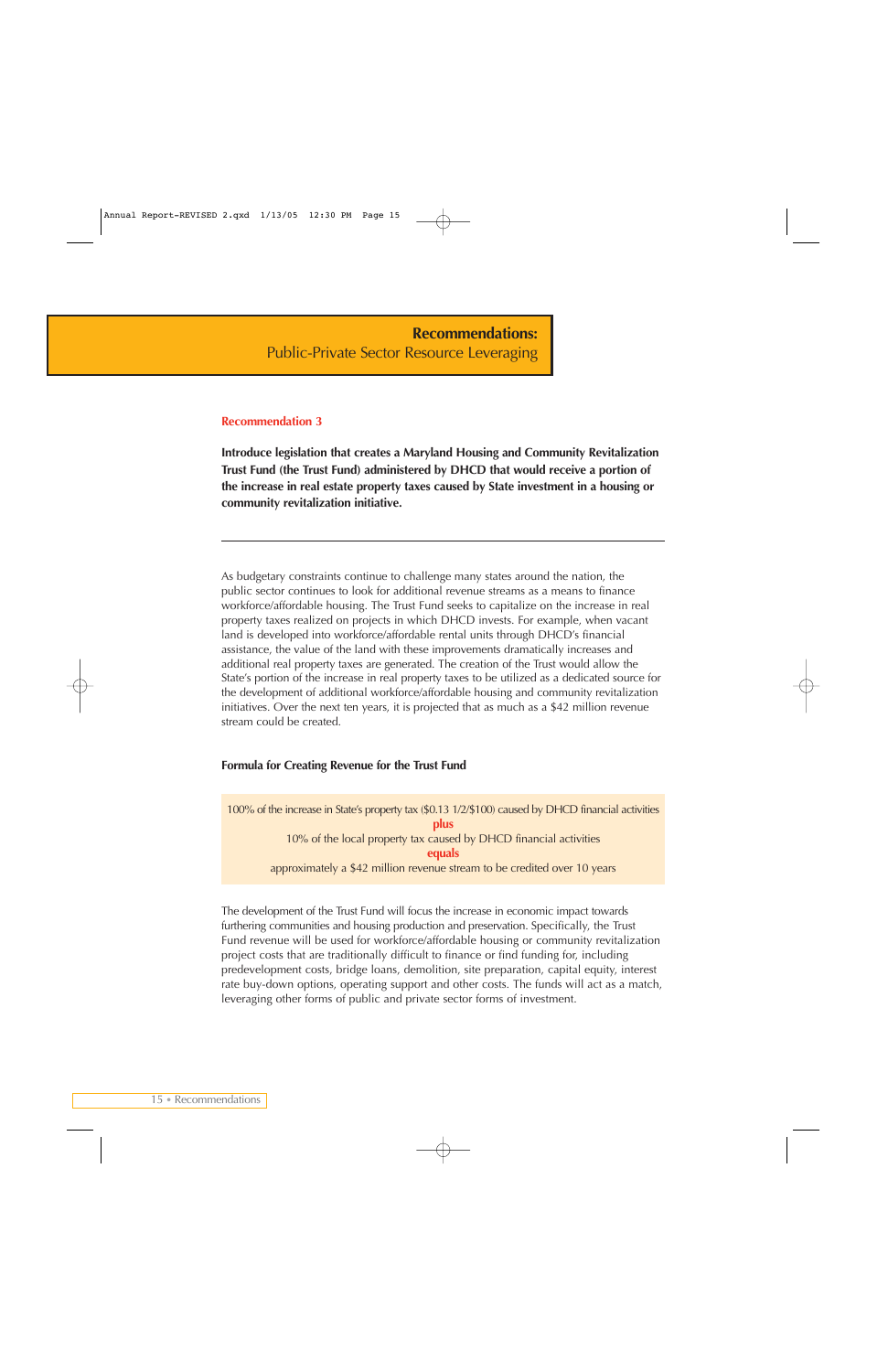## **Recommendations:**
## Public-Private Sector Resource Leveraging

**Recommendation 3**

**Introduce legislation that creates a Maryland Housing and Community Revitalization Trust Fund (the Trust Fund) administered by DHCD that would receive a portion of the increase in real estate property taxes caused by State investment in a housing or community revitalization initiative.**

---

As budgetary constraints continue to challenge many states around the nation, the public sector continues to look for additional revenue streams as a means to finance workforce/affordable housing. The Trust Fund seeks to capitalize on the increase in real property taxes realized on projects in which DHCD invests. For example, when vacant land is developed into workforce/affordable rental units through DHCD's financial assistance, the value of the land with these improvements dramatically increases and additional real property taxes are generated. The creation of the Trust would allow the State's portion of the increase in real property taxes to be utilized as a dedicated source for the development of additional workforce/affordable housing and community revitalization initiatives. Over the next ten years, it is projected that as much as a $42 million revenue stream could be created.

**Formula for Creating Revenue for the Trust Fund**

100% of the increase in State's property tax ($0.13 1/2/$100) caused by DHCD financial activities
**plus**
10% of the local property tax caused by DHCD financial activities
**equals**
approximately a $42 million revenue stream to be credited over 10 years

The development of the Trust Fund will focus the increase in economic impact towards furthering communities and housing production and preservation. Specifically, the Trust Fund revenue will be used for workforce/affordable housing or community revitalization project costs that are traditionally difficult to finance or find funding for, including predevelopment costs, bridge loans, demolition, site preparation, capital equity, interest rate buy-down options, operating support and other costs. The funds will act as a match, leveraging other forms of public and private sector forms of investment.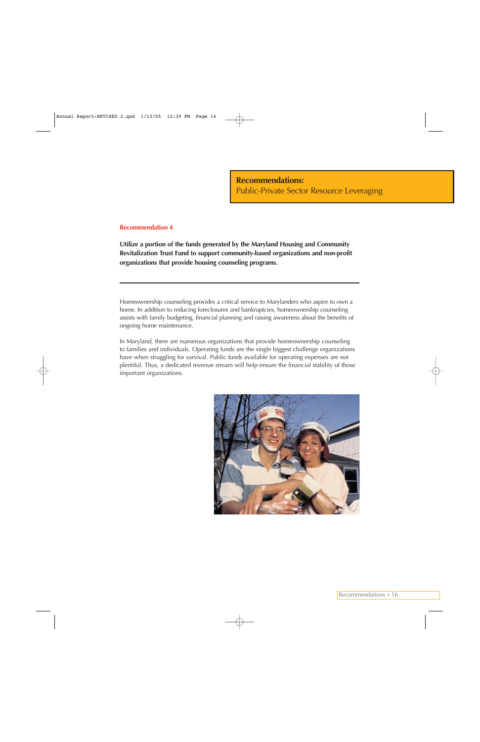## Recommendations:
Public-Private Sector Resource Leveraging

### Recommendation 4

**Utilize a portion of the funds generated by the Maryland Housing and Community Revitalization Trust Fund to support community-based organizations and non-profit organizations that provide housing counseling programs.**

---

Homeownership counseling provides a critical service to Marylanders who aspire to own a home. In addition to reducing foreclosures and bankruptcies, homeownership counseling assists with family budgeting, financial planning and raising awareness about the benefits of ongoing home maintenance.

In Maryland, there are numerous organizations that provide homeownership counseling to families and individuals. Operating funds are the single biggest challenge organizations have when struggling for survival. Public funds available for operating expenses are not plentiful. Thus, a dedicated revenue stream will help ensure the financial stability of those important organizations.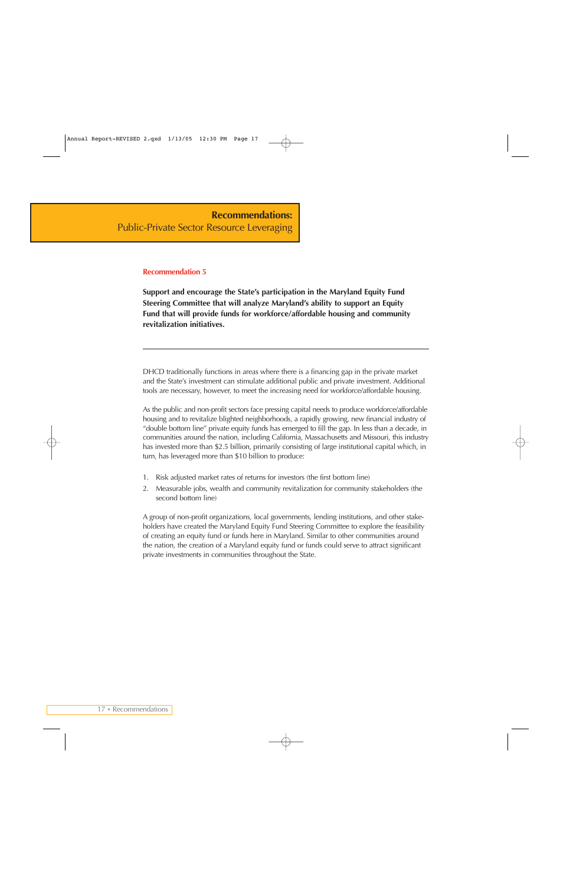## Recommendations:
Public-Private Sector Resource Leveraging

### Recommendation 5

**Support and encourage the State's participation in the Maryland Equity Fund Steering Committee that will analyze Maryland's ability to support an Equity Fund that will provide funds for workforce/affordable housing and community revitalization initiatives.**

---

DHCD traditionally functions in areas where there is a financing gap in the private market and the State's investment can stimulate additional public and private investment. Additional tools are necessary, however, to meet the increasing need for workforce/affordable housing.

As the public and non-profit sectors face pressing capital needs to produce workforce/affordable housing and to revitalize blighted neighborhoods, a rapidly growing, new financial industry of "double bottom line" private equity funds has emerged to fill the gap. In less than a decade, in communities around the nation, including California, Massachusetts and Missouri, this industry has invested more than $2.5 billion, primarily consisting of large institutional capital which, in turn, has leveraged more than $10 billion to produce:

1. Risk adjusted market rates of returns for investors (the first bottom line)
2. Measurable jobs, wealth and community revitalization for community stakeholders (the second bottom line)

A group of non-profit organizations, local governments, lending institutions, and other stakeholders have created the Maryland Equity Fund Steering Committee to explore the feasibility of creating an equity fund or funds here in Maryland. Similar to other communities around the nation, the creation of a Maryland equity fund or funds could serve to attract significant private investments in communities throughout the State.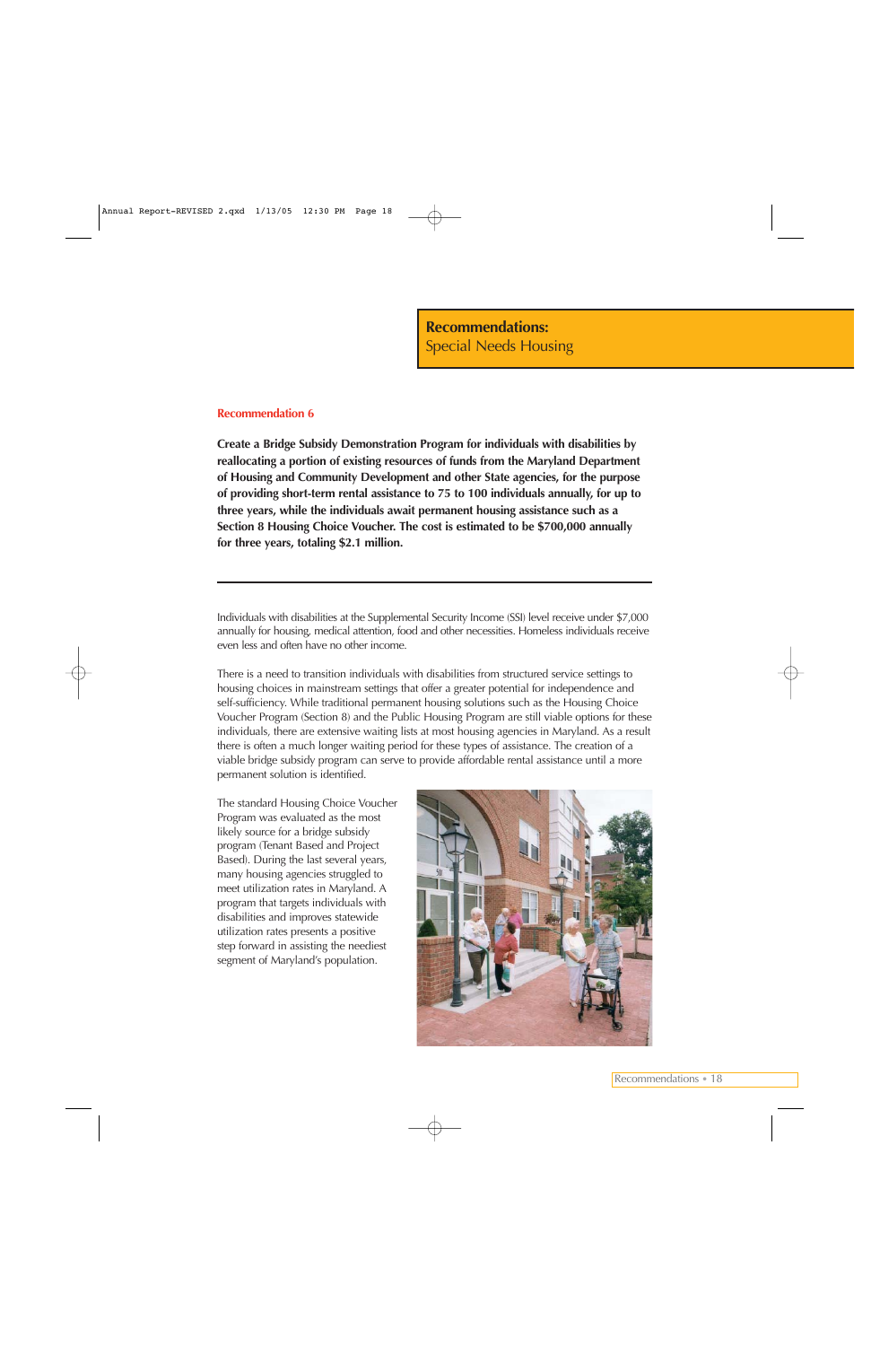## Recommendations: Special Needs Housing

### Recommendation 6

**Create a Bridge Subsidy Demonstration Program for individuals with disabilities by reallocating a portion of existing resources of funds from the Maryland Department of Housing and Community Development and other State agencies, for the purpose of providing short-term rental assistance to 75 to 100 individuals annually, for up to three years, while the individuals await permanent housing assistance such as a Section 8 Housing Choice Voucher. The cost is estimated to be $700,000 annually for three years, totaling $2.1 million.**

---

Individuals with disabilities at the Supplemental Security Income (SSI) level receive under $7,000 annually for housing, medical attention, food and other necessities. Homeless individuals receive even less and often have no other income.

There is a need to transition individuals with disabilities from structured service settings to housing choices in mainstream settings that offer a greater potential for independence and self-sufficiency. While traditional permanent housing solutions such as the Housing Choice Voucher Program (Section 8) and the Public Housing Program are still viable options for these individuals, there are extensive waiting lists at most housing agencies in Maryland. As a result there is often a much longer waiting period for these types of assistance. The creation of a viable bridge subsidy program can serve to provide affordable rental assistance until a more permanent solution is identified.

The standard Housing Choice Voucher Program was evaluated as the most likely source for a bridge subsidy program (Tenant Based and Project Based). During the last several years, many housing agencies struggled to meet utilization rates in Maryland. A program that targets individuals with disabilities and improves statewide utilization rates presents a positive step forward in assisting the neediest segment of Maryland's population.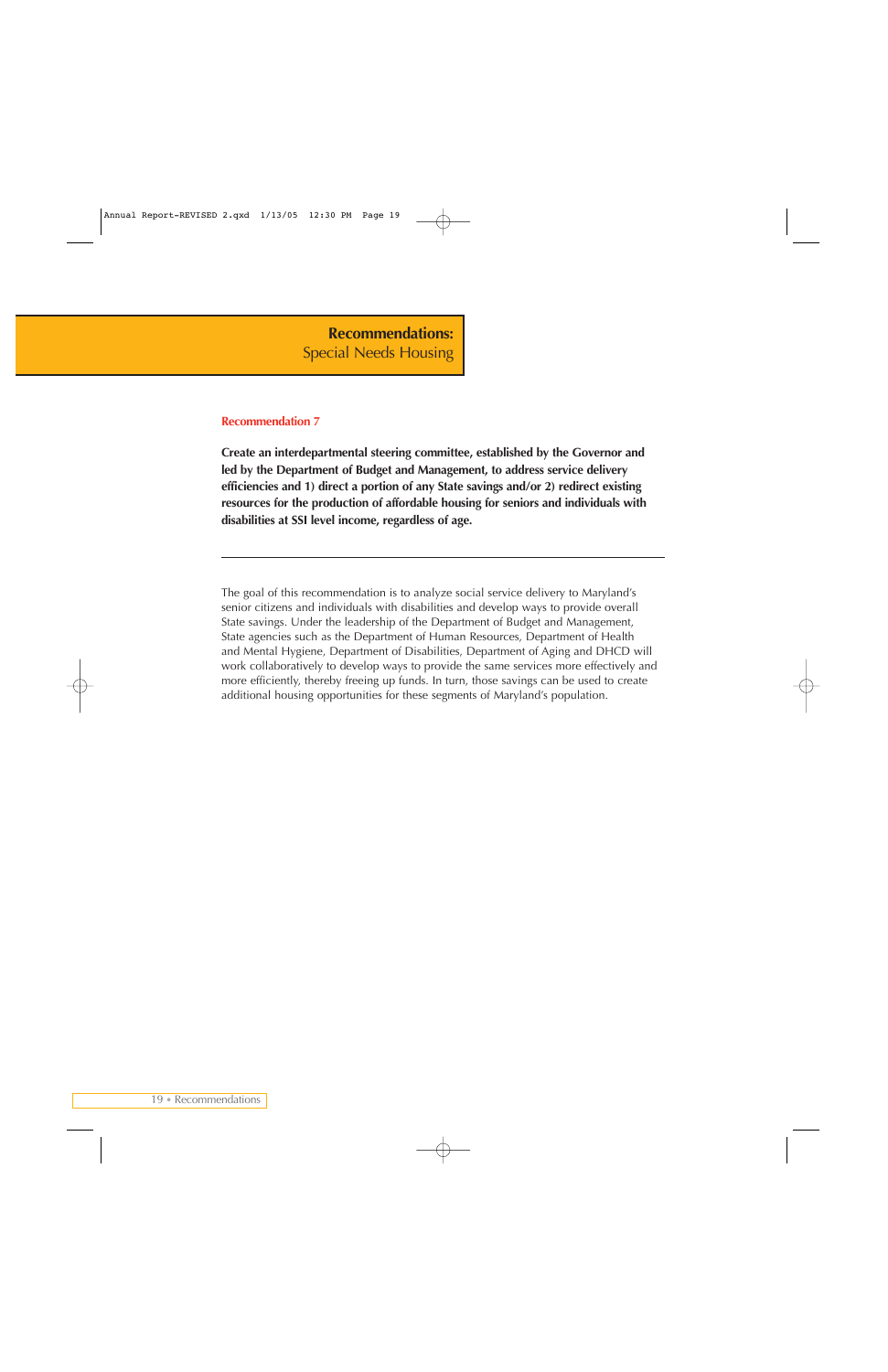# **Recommendations:** Special Needs Housing

## Recommendation 7

**Create an interdepartmental steering committee, established by the Governor and led by the Department of Budget and Management, to address service delivery efficiencies and 1) direct a portion of any State savings and/or 2) redirect existing resources for the production of affordable housing for seniors and individuals with disabilities at SSI level income, regardless of age.**

---

The goal of this recommendation is to analyze social service delivery to Maryland's senior citizens and individuals with disabilities and develop ways to provide overall State savings. Under the leadership of the Department of Budget and Management, State agencies such as the Department of Human Resources, Department of Health and Mental Hygiene, Department of Disabilities, Department of Aging and DHCD will work collaboratively to develop ways to provide the same services more effectively and more efficiently, thereby freeing up funds. In turn, those savings can be used to create additional housing opportunities for these segments of Maryland's population.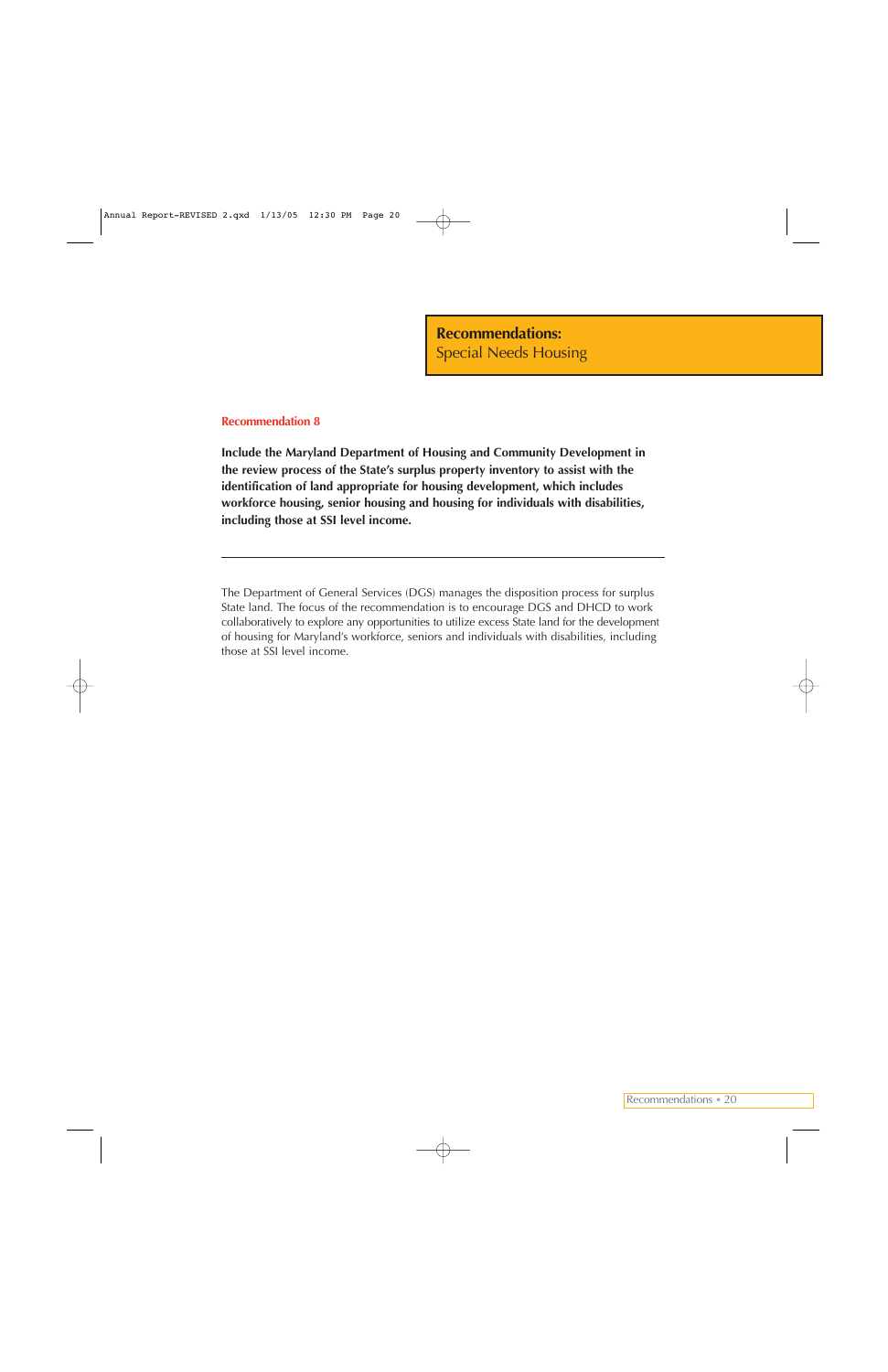## Recommendations:
Special Needs Housing

### Recommendation 8

**Include the Maryland Department of Housing and Community Development in the review process of the State's surplus property inventory to assist with the identification of land appropriate for housing development, which includes workforce housing, senior housing and housing for individuals with disabilities, including those at SSI level income.**

---

The Department of General Services (DGS) manages the disposition process for surplus State land. The focus of the recommendation is to encourage DGS and DHCD to work collaboratively to explore any opportunities to utilize excess State land for the development of housing for Maryland's workforce, seniors and individuals with disabilities, including those at SSI level income.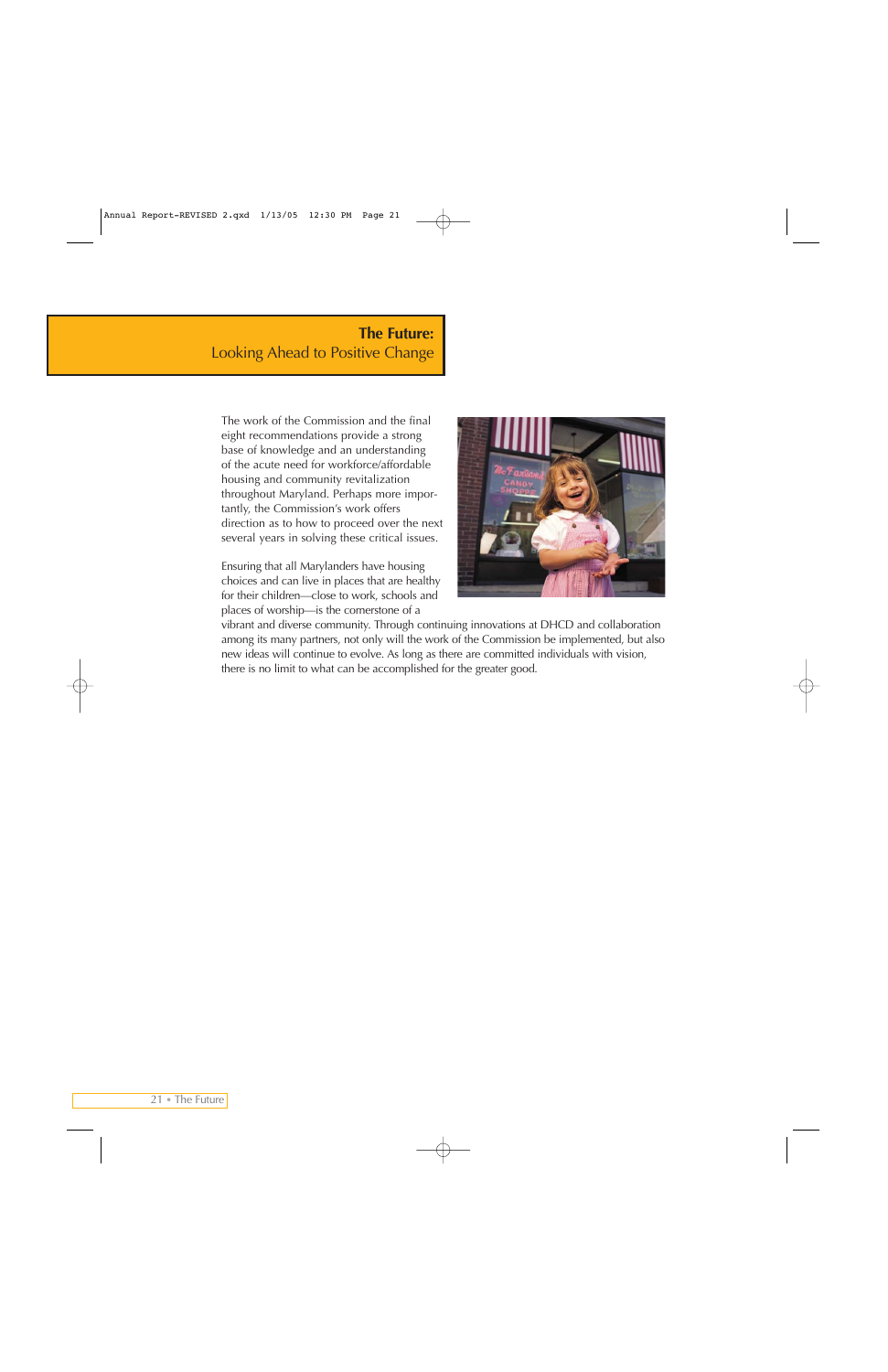# The Future:
## Looking Ahead to Positive Change

The work of the Commission and the final eight recommendations provide a strong base of knowledge and an understanding of the acute need for workforce/affordable housing and community revitalization throughout Maryland. Perhaps more importantly, the Commission's work offers direction as to how to proceed over the next several years in solving these critical issues.

Ensuring that all Marylanders have housing choices and can live in places that are healthy for their children—close to work, schools and places of worship—is the cornerstone of a vibrant and diverse community. Through continuing innovations at DHCD and collaboration among its many partners, not only will the work of the Commission be implemented, but also new ideas will continue to evolve. As long as there are committed individuals with vision, there is no limit to what can be accomplished for the greater good.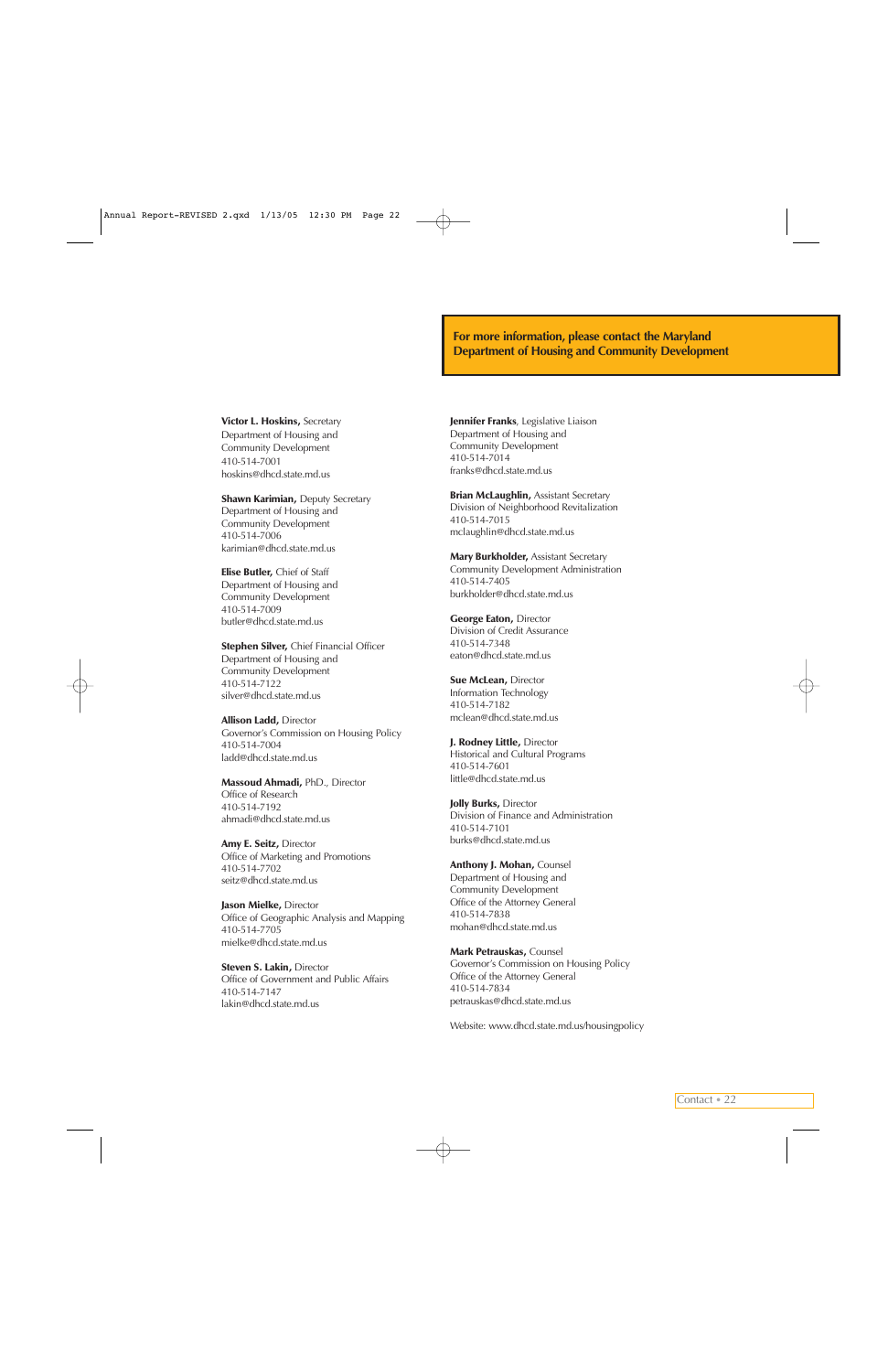**For more information, please contact the Maryland Department of Housing and Community Development**

**Victor L. Hoskins,** Secretary
Department of Housing and
Community Development
410-514-7001
hoskins@dhcd.state.md.us

**Shawn Karimian,** Deputy Secretary
Department of Housing and
Community Development
410-514-7006
karimian@dhcd.state.md.us

**Elise Butler,** Chief of Staff
Department of Housing and
Community Development
410-514-7009
butler@dhcd.state.md.us

**Stephen Silver,** Chief Financial Officer
Department of Housing and
Community Development
410-514-7122
silver@dhcd.state.md.us

**Allison Ladd,** Director
Governor's Commission on Housing Policy
410-514-7004
ladd@dhcd.state.md.us

**Massoud Ahmadi,** PhD., Director
Office of Research
410-514-7192
ahmadi@dhcd.state.md.us

**Amy E. Seitz,** Director
Office of Marketing and Promotions
410-514-7702
seitz@dhcd.state.md.us

**Jason Mielke,** Director
Office of Geographic Analysis and Mapping
410-514-7705
mielke@dhcd.state.md.us

**Steven S. Lakin,** Director
Office of Government and Public Affairs
410-514-7147
lakin@dhcd.state.md.us

**Jennifer Franks**, Legislative Liaison
Department of Housing and
Community Development
410-514-7014
franks@dhcd.state.md.us

**Brian McLaughlin,** Assistant Secretary
Division of Neighborhood Revitalization
410-514-7015
mclaughlin@dhcd.state.md.us

**Mary Burkholder,** Assistant Secretary
Community Development Administration
410-514-7405
burkholder@dhcd.state.md.us

**George Eaton,** Director
Division of Credit Assurance
410-514-7348
eaton@dhcd.state.md.us

**Sue McLean,** Director
Information Technology
410-514-7182
mclean@dhcd.state.md.us

**J. Rodney Little,** Director
Historical and Cultural Programs
410-514-7601
little@dhcd.state.md.us

**Jolly Burks,** Director
Division of Finance and Administration
410-514-7101
burks@dhcd.state.md.us

**Anthony J. Mohan,** Counsel
Department of Housing and
Community Development
Office of the Attorney General
410-514-7838
mohan@dhcd.state.md.us

**Mark Petrauskas,** Counsel
Governor's Commission on Housing Policy
Office of the Attorney General
410-514-7834
petrauskas@dhcd.state.md.us

Website: www.dhcd.state.md.us/housingpolicy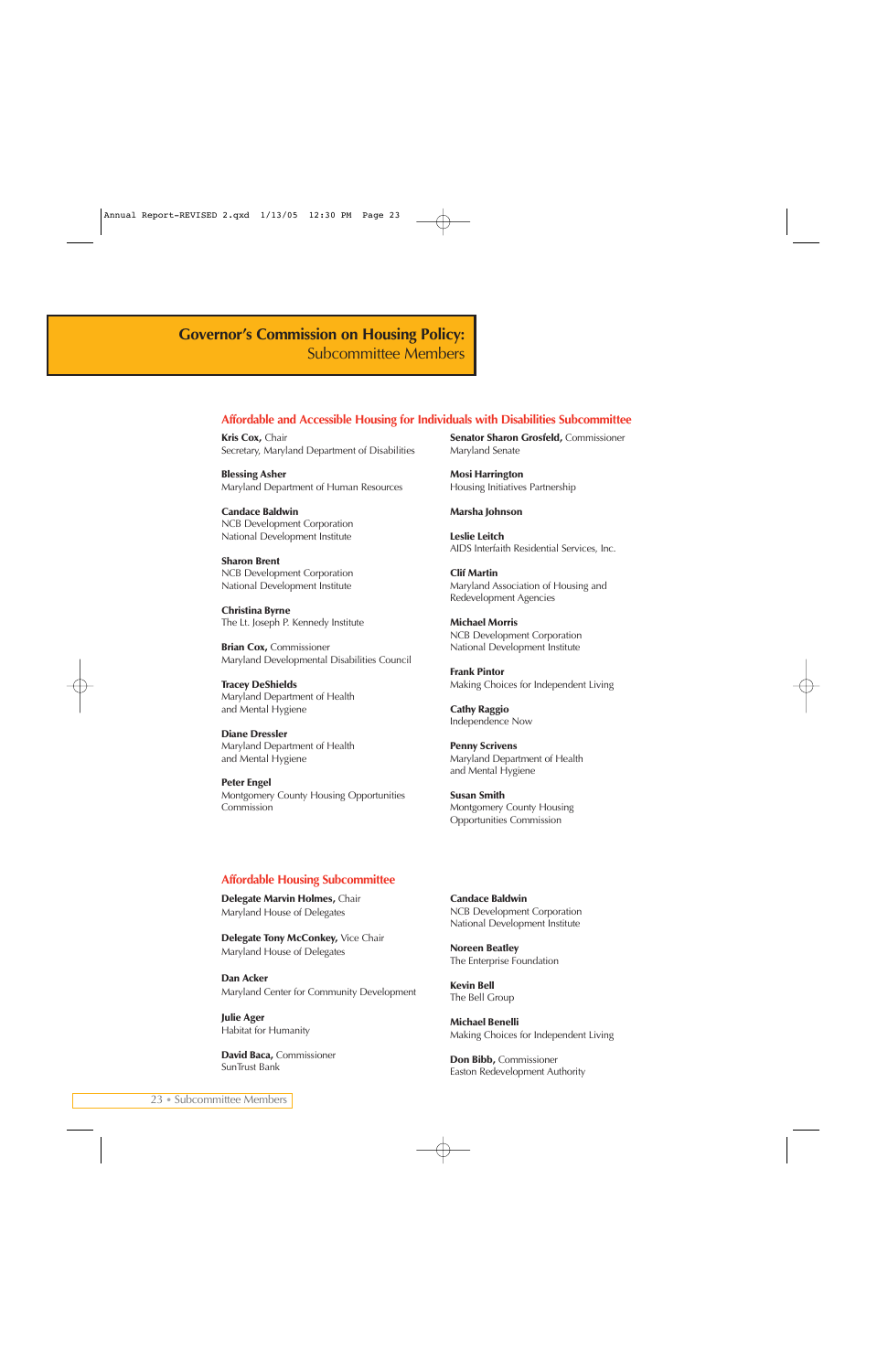# Governor's Commission on Housing Policy: Subcommittee Members

## Affordable and Accessible Housing for Individuals with Disabilities Subcommittee

**Kris Cox,** Chair
Secretary, Maryland Department of Disabilities

**Blessing Asher**
Maryland Department of Human Resources

**Candace Baldwin**
NCB Development Corporation
National Development Institute

**Sharon Brent**
NCB Development Corporation
National Development Institute

**Christina Byrne**
The Lt. Joseph P. Kennedy Institute

**Brian Cox,** Commissioner
Maryland Developmental Disabilities Council

**Tracey DeShields**
Maryland Department of Health and Mental Hygiene

**Diane Dressler**
Maryland Department of Health and Mental Hygiene

**Peter Engel**
Montgomery County Housing Opportunities Commission

**Senator Sharon Grosfeld,** Commissioner
Maryland Senate

**Mosi Harrington**
Housing Initiatives Partnership

**Marsha Johnson**

**Leslie Leitch**
AIDS Interfaith Residential Services, Inc.

**Clif Martin**
Maryland Association of Housing and Redevelopment Agencies

**Michael Morris**
NCB Development Corporation
National Development Institute

**Frank Pintor**
Making Choices for Independent Living

**Cathy Raggio**
Independence Now

**Penny Scrivens**
Maryland Department of Health and Mental Hygiene

**Susan Smith**
Montgomery County Housing Opportunities Commission

## Affordable Housing Subcommittee

**Delegate Marvin Holmes,** Chair
Maryland House of Delegates

**Delegate Tony McConkey,** Vice Chair
Maryland House of Delegates

**Dan Acker**
Maryland Center for Community Development

**Julie Ager**
Habitat for Humanity

**David Baca,** Commissioner
SunTrust Bank

**Candace Baldwin**
NCB Development Corporation
National Development Institute

**Noreen Beatley**
The Enterprise Foundation

**Kevin Bell**
The Bell Group

**Michael Benelli**
Making Choices for Independent Living

**Don Bibb,** Commissioner
Easton Redevelopment Authority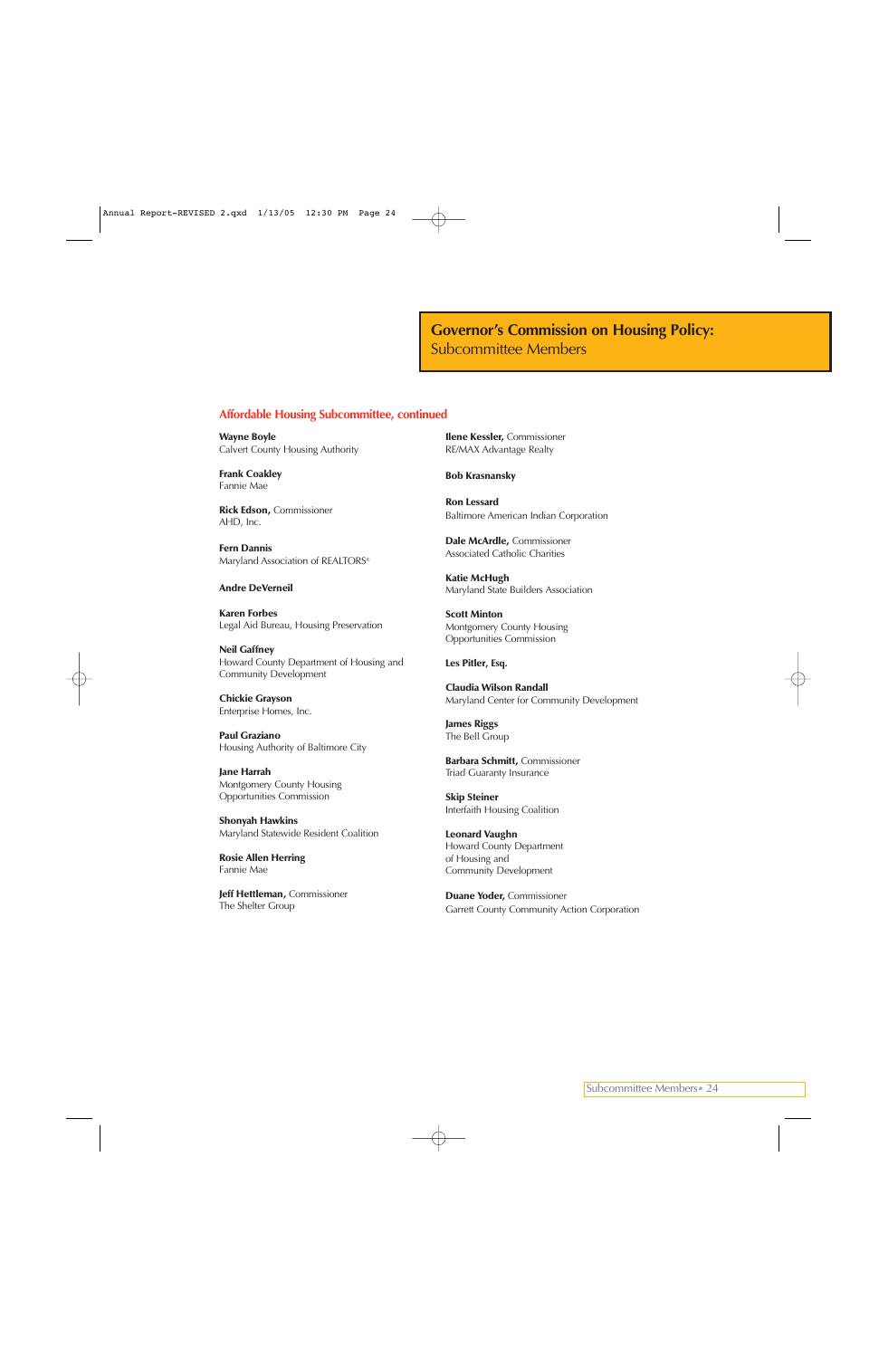# Governor's Commission on Housing Policy:
## Subcommittee Members

### Affordable Housing Subcommittee, continued

**Wayne Boyle**
Calvert County Housing Authority

**Frank Coakley**
Fannie Mae

**Rick Edson,** Commissioner
AHD, Inc.

**Fern Dannis**
Maryland Association of REALTORS®

**Andre DeVerneil**

**Karen Forbes**
Legal Aid Bureau, Housing Preservation

**Neil Gaffney**
Howard County Department of Housing and Community Development

**Chickie Grayson**
Enterprise Homes, Inc.

**Paul Graziano**
Housing Authority of Baltimore City

**Jane Harrah**
Montgomery County Housing Opportunities Commission

**Shonyah Hawkins**
Maryland Statewide Resident Coalition

**Rosie Allen Herring**
Fannie Mae

**Jeff Hettleman,** Commissioner
The Shelter Group

**Ilene Kessler,** Commissioner
RE/MAX Advantage Realty

**Bob Krasnansky**

**Ron Lessard**
Baltimore American Indian Corporation

**Dale McArdle,** Commissioner
Associated Catholic Charities

**Katie McHugh**
Maryland State Builders Association

**Scott Minton**
Montgomery County Housing Opportunities Commission

**Les Pitler, Esq.**

**Claudia Wilson Randall**
Maryland Center for Community Development

**James Riggs**
The Bell Group

**Barbara Schmitt,** Commissioner
Triad Guaranty Insurance

**Skip Steiner**
Interfaith Housing Coalition

**Leonard Vaughn**
Howard County Department of Housing and Community Development

**Duane Yoder,** Commissioner
Garrett County Community Action Corporation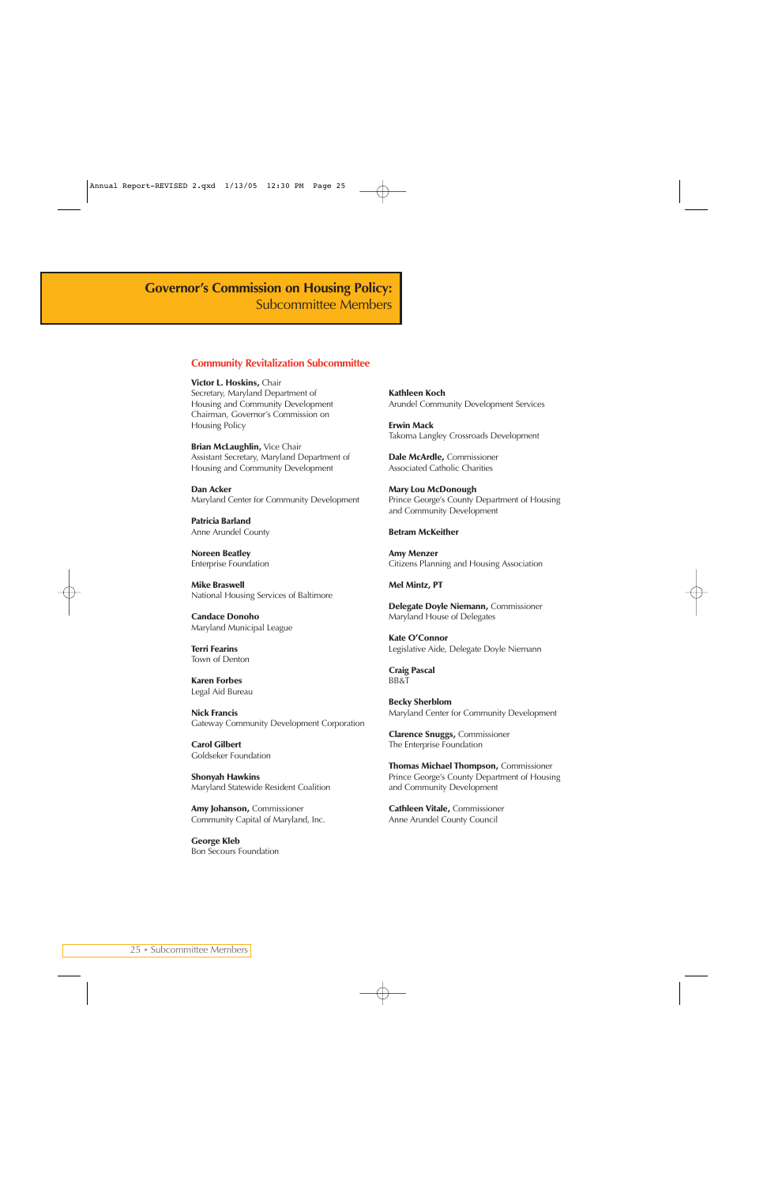# Governor's Commission on Housing Policy:
## Subcommittee Members

### Community Revitalization Subcommittee

**Victor L. Hoskins,** Chair
Secretary, Maryland Department of Housing and Community Development
Chairman, Governor's Commission on Housing Policy

**Brian McLaughlin,** Vice Chair
Assistant Secretary, Maryland Department of Housing and Community Development

**Dan Acker**
Maryland Center for Community Development

**Patricia Barland**
Anne Arundel County

**Noreen Beatley**
Enterprise Foundation

**Mike Braswell**
National Housing Services of Baltimore

**Candace Donoho**
Maryland Municipal League

**Terri Fearins**
Town of Denton

**Karen Forbes**
Legal Aid Bureau

**Nick Francis**
Gateway Community Development Corporation

**Carol Gilbert**
Goldseker Foundation

**Shonyah Hawkins**
Maryland Statewide Resident Coalition

**Amy Johanson,** Commissioner
Community Capital of Maryland, Inc.

**George Kleb**
Bon Secours Foundation

**Kathleen Koch**
Arundel Community Development Services

**Erwin Mack**
Takoma Langley Crossroads Development

**Dale McArdle,** Commissioner
Associated Catholic Charities

**Mary Lou McDonough**
Prince George's County Department of Housing and Community Development

**Betram McKeither**

**Amy Menzer**
Citizens Planning and Housing Association

**Mel Mintz, PT**

**Delegate Doyle Niemann,** Commissioner
Maryland House of Delegates

**Kate O'Connor**
Legislative Aide, Delegate Doyle Niemann

**Craig Pascal**
BB&T

**Becky Sherblom**
Maryland Center for Community Development

**Clarence Snuggs,** Commissioner
The Enterprise Foundation

**Thomas Michael Thompson,** Commissioner
Prince George's County Department of Housing and Community Development

**Cathleen Vitale,** Commissioner
Anne Arundel County Council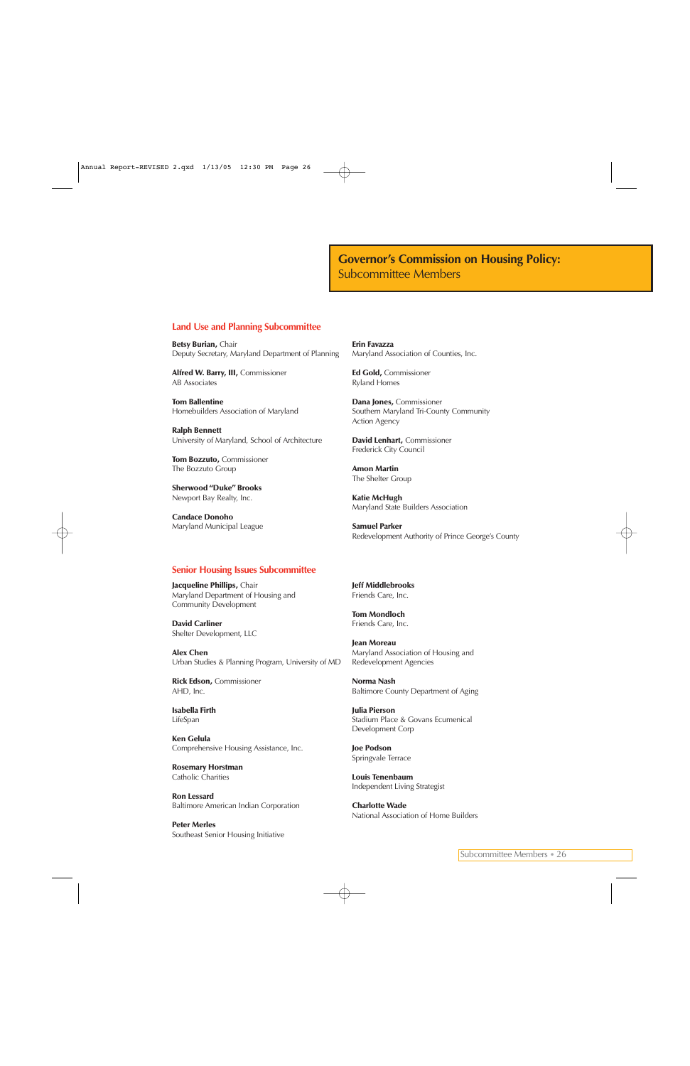# Governor's Commission on Housing Policy: Subcommittee Members

## Land Use and Planning Subcommittee

**Betsy Burian,** Chair
Deputy Secretary, Maryland Department of Planning

**Alfred W. Barry, III,** Commissioner
AB Associates

**Tom Ballentine**
Homebuilders Association of Maryland

**Ralph Bennett**
University of Maryland, School of Architecture

**Tom Bozzuto,** Commissioner
The Bozzuto Group

**Sherwood "Duke" Brooks**
Newport Bay Realty, Inc.

**Candace Donoho**
Maryland Municipal League

**Erin Favazza**
Maryland Association of Counties, Inc.

**Ed Gold,** Commissioner
Ryland Homes

**Dana Jones,** Commissioner
Southern Maryland Tri-County Community Action Agency

**David Lenhart,** Commissioner
Frederick City Council

**Amon Martin**
The Shelter Group

**Katie McHugh**
Maryland State Builders Association

**Samuel Parker**
Redevelopment Authority of Prince George's County

## Senior Housing Issues Subcommittee

**Jacqueline Phillips,** Chair
Maryland Department of Housing and Community Development

**David Carliner**
Shelter Development, LLC

**Alex Chen**
Urban Studies & Planning Program, University of MD

**Rick Edson,** Commissioner
AHD, Inc.

**Isabella Firth**
LifeSpan

**Ken Gelula**
Comprehensive Housing Assistance, Inc.

**Rosemary Horstman**
Catholic Charities

**Ron Lessard**
Baltimore American Indian Corporation

**Peter Merles**
Southeast Senior Housing Initiative

**Jeff Middlebrooks**
Friends Care, Inc.

**Tom Mondloch**
Friends Care, Inc.

**Jean Moreau**
Maryland Association of Housing and Redevelopment Agencies

**Norma Nash**
Baltimore County Department of Aging

**Julia Pierson**
Stadium Place & Govans Ecumenical Development Corp

**Joe Podson**
Springvale Terrace

**Louis Tenenbaum**
Independent Living Strategist

**Charlotte Wade**
National Association of Home Builders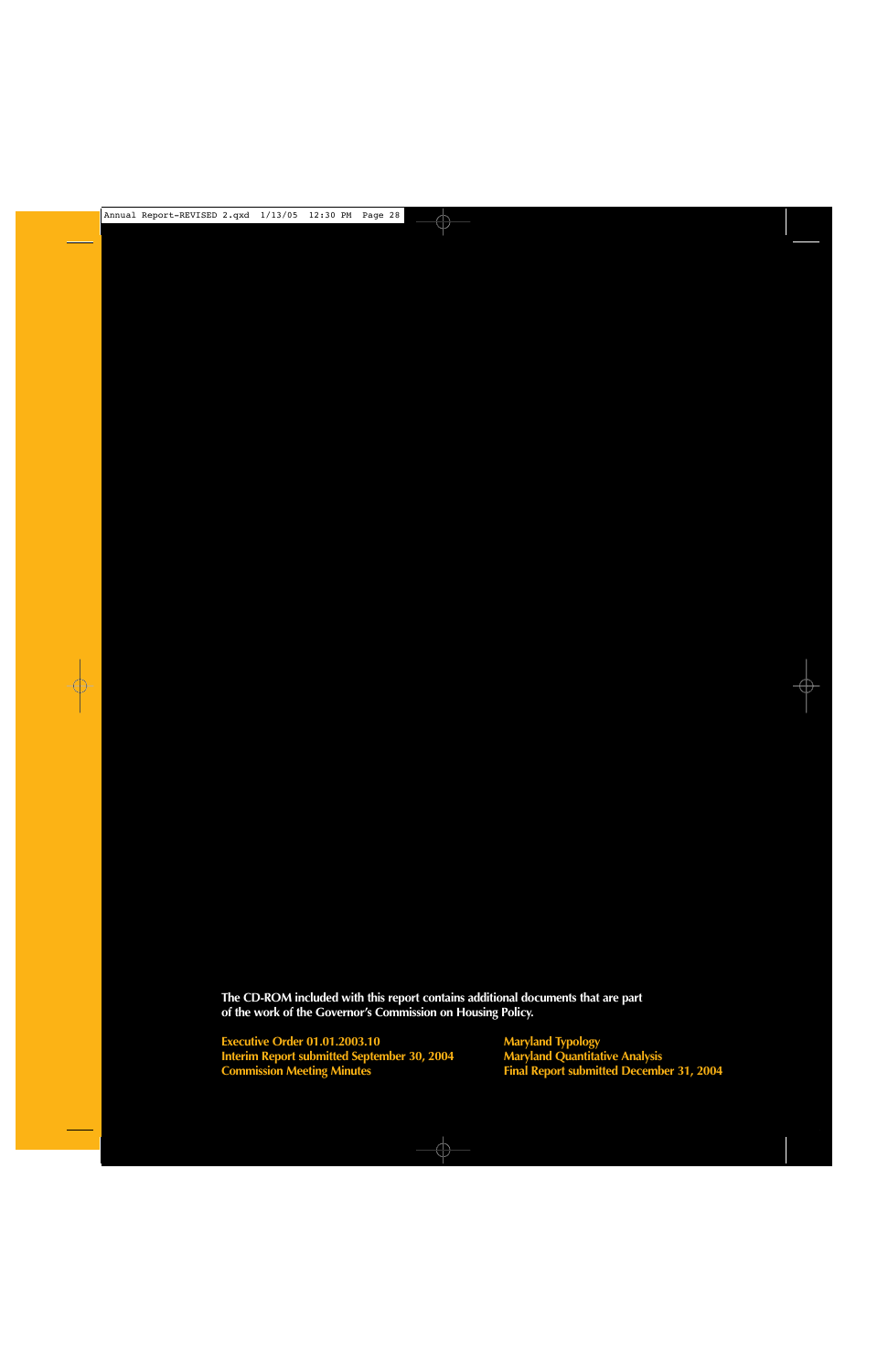The CD-ROM included with this report contains additional documents that are part of the work of the Governor's Commission on Housing Policy.

**Executive Order 01.01.2003.10**
**Interim Report submitted September 30, 2004**
**Commission Meeting Minutes**
**Maryland Typology**
**Maryland Quantitative Analysis**
**Final Report submitted December 31, 2004**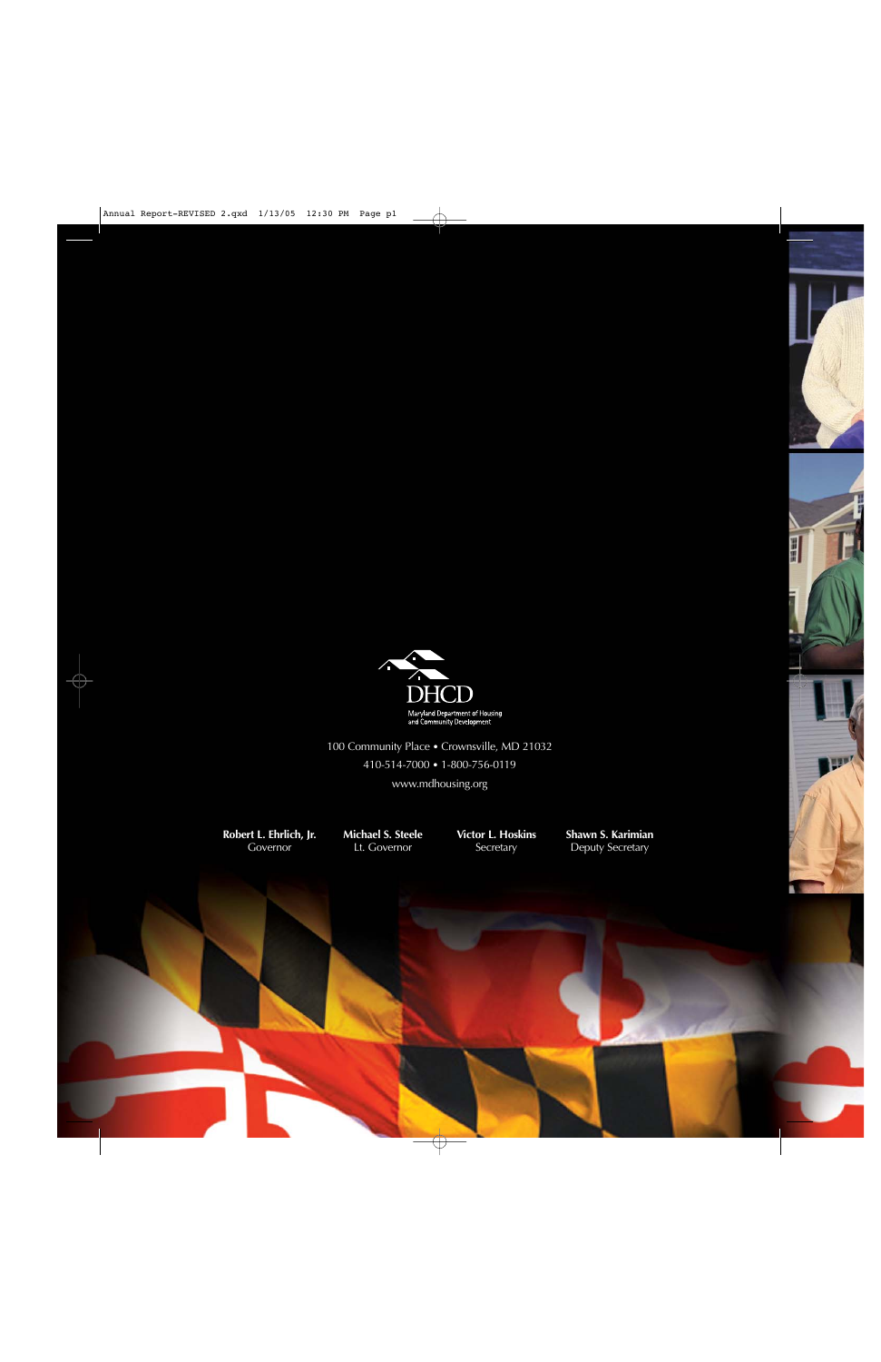DHCD

Maryland Department of Housing and Community Development

100 Community Place • Crownsville, MD 21032

410-514-7000 • 1-800-756-0119

www.mdhousing.org

**Robert L. Ehrlich, Jr.**
Governor

**Michael S. Steele**
Lt. Governor

**Victor L. Hoskins**
Secretary

**Shawn S. Karimian**
Deputy Secretary